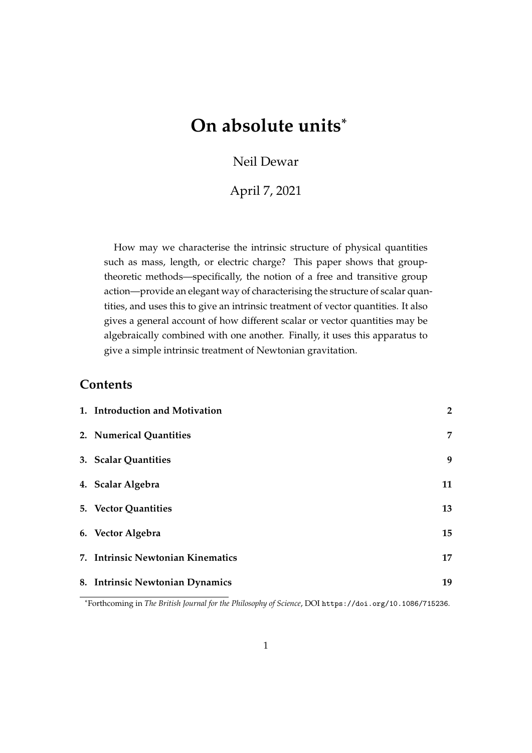# On absolute units[*]

Neil Dewar

April 7, 2021

How may we characterise the intrinsic structure of physical quantities such as mass, length, or electric charge? This paper shows that group-theoretic methods—specifically, the notion of a free and transitive group action—provide an elegant way of characterising the structure of scalar quantities, and uses this to give an intrinsic treatment of vector quantities. It also gives a general account of how different scalar or vector quantities may be algebraically combined with one another. Finally, it uses this apparatus to give a simple intrinsic treatment of Newtonian gravitation.

## Contents

| | |
|---|---|
| **1. Introduction and Motivation** | **2** |
| **2. Numerical Quantities** | **7** |
| **3. Scalar Quantities** | **9** |
| **4. Scalar Algebra** | **11** |
| **5. Vector Quantities** | **13** |
| **6. Vector Algebra** | **15** |
| **7. Intrinsic Newtonian Kinematics** | **17** |
| **8. Intrinsic Newtonian Dynamics** | **19** |

[*]Forthcoming in *The British Journal for the Philosophy of Science*, DOI https://doi.org/10.1086/715236.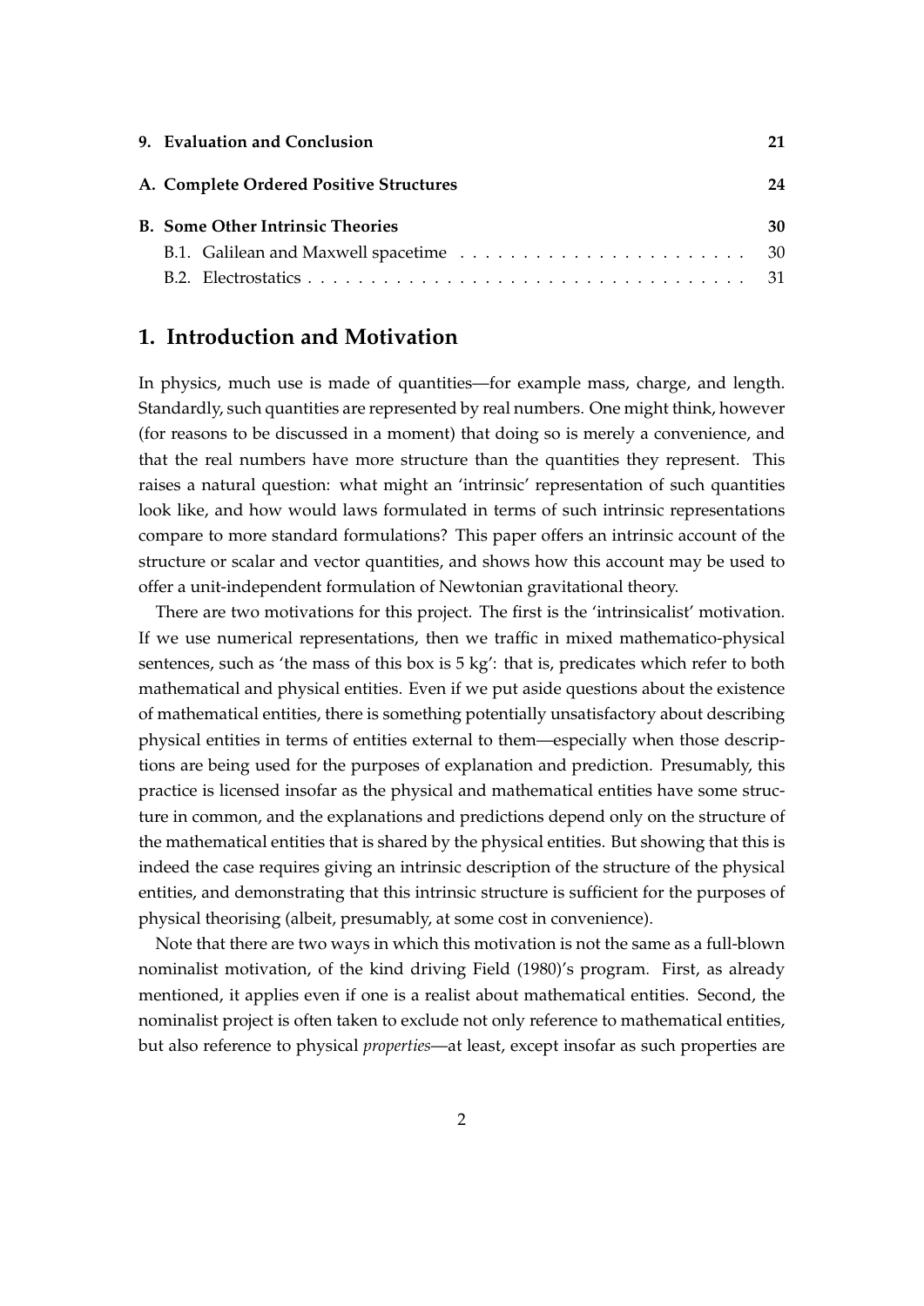| | |
|---|---|
| **9. Evaluation and Conclusion** | **21** |
| **A. Complete Ordered Positive Structures** | **24** |
| **B. Some Other Intrinsic Theories** | **30** |
| B.1. Galilean and Maxwell spacetime | 30 |
| B.2. Electrostatics | 31 |

## 1. Introduction and Motivation

In physics, much use is made of quantities—for example mass, charge, and length. Standardly, such quantities are represented by real numbers. One might think, however (for reasons to be discussed in a moment) that doing so is merely a convenience, and that the real numbers have more structure than the quantities they represent. This raises a natural question: what might an 'intrinsic' representation of such quantities look like, and how would laws formulated in terms of such intrinsic representations compare to more standard formulations? This paper offers an intrinsic account of the structure or scalar and vector quantities, and shows how this account may be used to offer a unit-independent formulation of Newtonian gravitational theory.

There are two motivations for this project. The first is the 'intrinsicalist' motivation. If we use numerical representations, then we traffic in mixed mathematico-physical sentences, such as 'the mass of this box is 5 kg': that is, predicates which refer to both mathematical and physical entities. Even if we put aside questions about the existence of mathematical entities, there is something potentially unsatisfactory about describing physical entities in terms of entities external to them—especially when those descriptions are being used for the purposes of explanation and prediction. Presumably, this practice is licensed insofar as the physical and mathematical entities have some structure in common, and the explanations and predictions depend only on the structure of the mathematical entities that is shared by the physical entities. But showing that this is indeed the case requires giving an intrinsic description of the structure of the physical entities, and demonstrating that this intrinsic structure is sufficient for the purposes of physical theorising (albeit, presumably, at some cost in convenience).

Note that there are two ways in which this motivation is not the same as a full-blown nominalist motivation, of the kind driving Field (1980)'s program. First, as already mentioned, it applies even if one is a realist about mathematical entities. Second, the nominalist project is often taken to exclude not only reference to mathematical entities, but also reference to physical *properties*—at least, except insofar as such properties are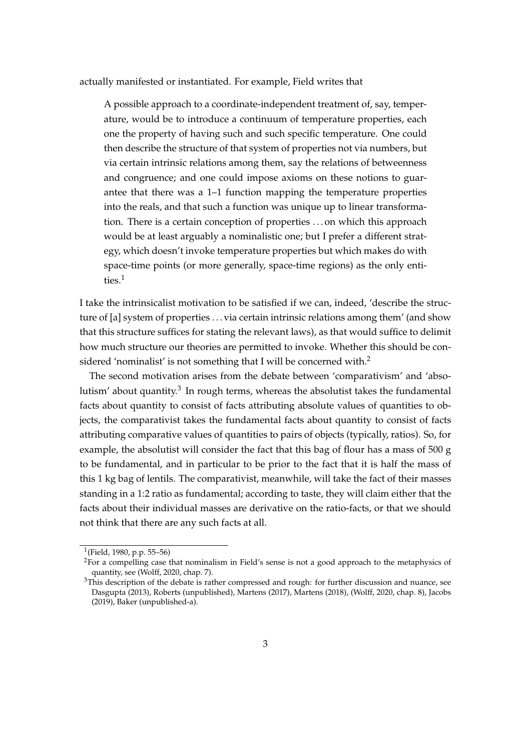actually manifested or instantiated. For example, Field writes that

> A possible approach to a coordinate-independent treatment of, say, temperature, would be to introduce a continuum of temperature properties, each one the property of having such and such specific temperature. One could then describe the structure of that system of properties not via numbers, but via certain intrinsic relations among them, say the relations of betweenness and congruence; and one could impose axioms on these notions to guarantee that there was a 1–1 function mapping the temperature properties into the reals, and that such a function was unique up to linear transformation. There is a certain conception of properties . . . on which this approach would be at least arguably a nominalistic one; but I prefer a different strategy, which doesn't invoke temperature properties but which makes do with space-time points (or more generally, space-time regions) as the only entities.[1]

I take the intrinsicalist motivation to be satisfied if we can, indeed, 'describe the structure of [a] system of properties . . . via certain intrinsic relations among them' (and show that this structure suffices for stating the relevant laws), as that would suffice to delimit how much structure our theories are permitted to invoke. Whether this should be considered 'nominalist' is not something that I will be concerned with.[2]

The second motivation arises from the debate between 'comparativism' and 'absolutism' about quantity.[3] In rough terms, whereas the absolutist takes the fundamental facts about quantity to consist of facts attributing absolute values of quantities to objects, the comparativist takes the fundamental facts about quantity to consist of facts attributing comparative values of quantities to pairs of objects (typically, ratios). So, for example, the absolutist will consider the fact that this bag of flour has a mass of 500 g to be fundamental, and in particular to be prior to the fact that it is half the mass of this 1 kg bag of lentils. The comparativist, meanwhile, will take the fact of their masses standing in a 1:2 ratio as fundamental; according to taste, they will claim either that the facts about their individual masses are derivative on the ratio-facts, or that we should not think that there are any such facts at all.

---

[1](Field, 1980, p.p. 55–56)

[2]For a compelling case that nominalism in Field's sense is not a good approach to the metaphysics of quantity, see (Wolff, 2020, chap. 7).

[3]This description of the debate is rather compressed and rough: for further discussion and nuance, see Dasgupta (2013), Roberts (unpublished), Martens (2017), Martens (2018), (Wolff, 2020, chap. 8), Jacobs (2019), Baker (unpublished-a).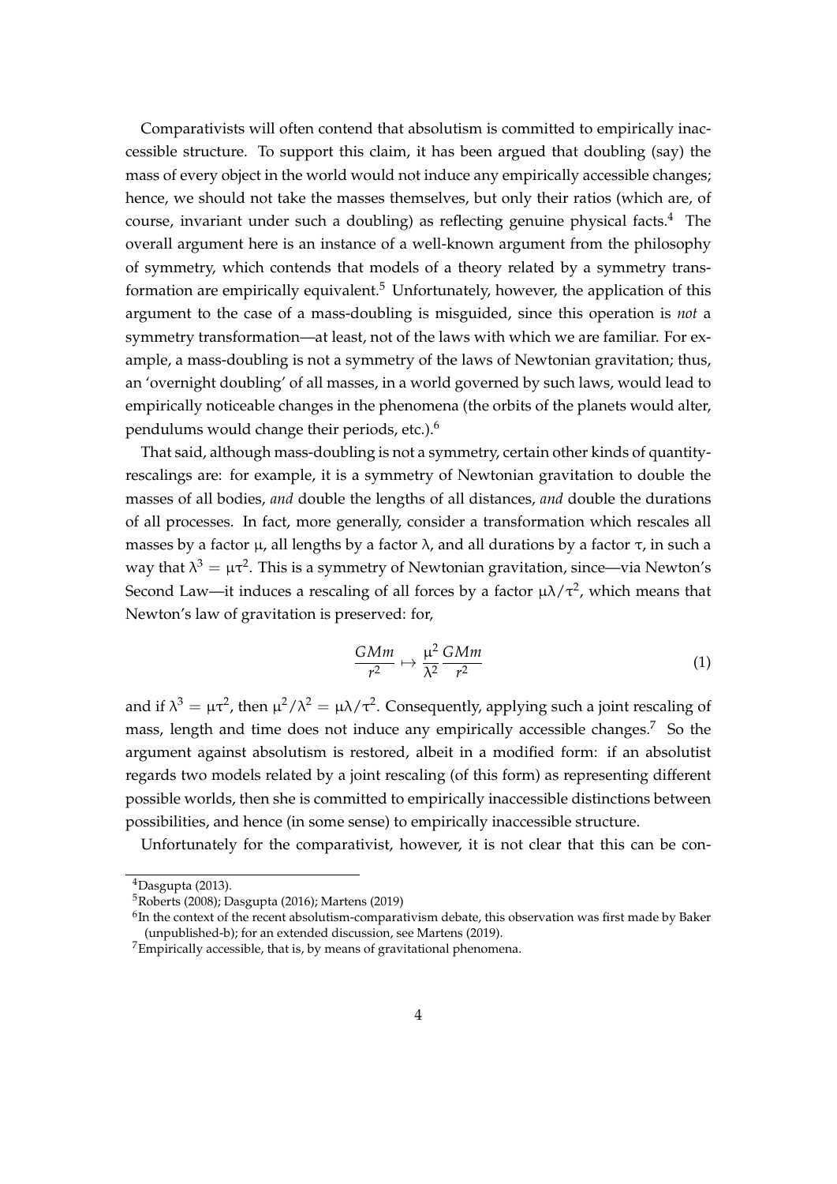Comparativists will often contend that absolutism is committed to empirically inaccessible structure. To support this claim, it has been argued that doubling (say) the mass of every object in the world would not induce any empirically accessible changes; hence, we should not take the masses themselves, but only their ratios (which are, of course, invariant under such a doubling) as reflecting genuine physical facts.[4] The overall argument here is an instance of a well-known argument from the philosophy of symmetry, which contends that models of a theory related by a symmetry transformation are empirically equivalent.[5] Unfortunately, however, the application of this argument to the case of a mass-doubling is misguided, since this operation is *not* a symmetry transformation—at least, not of the laws with which we are familiar. For example, a mass-doubling is not a symmetry of the laws of Newtonian gravitation; thus, an 'overnight doubling' of all masses, in a world governed by such laws, would lead to empirically noticeable changes in the phenomena (the orbits of the planets would alter, pendulums would change their periods, etc.).[6]

That said, although mass-doubling is not a symmetry, certain other kinds of quantity-rescalings are: for example, it is a symmetry of Newtonian gravitation to double the masses of all bodies, *and* double the lengths of all distances, *and* double the durations of all processes. In fact, more generally, consider a transformation which rescales all masses by a factor $\mu$, all lengths by a factor $\lambda$, and all durations by a factor $\tau$, in such a way that $\lambda^3 = \mu\tau^2$. This is a symmetry of Newtonian gravitation, since—via Newton's Second Law—it induces a rescaling of all forces by a factor $\mu\lambda/\tau^2$, which means that Newton's law of gravitation is preserved: for,

$$\frac{GMm}{r^2} \mapsto \frac{\mu^2}{\lambda^2}\frac{GMm}{r^2} \tag{1}$$

and if $\lambda^3 = \mu\tau^2$, then $\mu^2/\lambda^2 = \mu\lambda/\tau^2$. Consequently, applying such a joint rescaling of mass, length and time does not induce any empirically accessible changes.[7] So the argument against absolutism is restored, albeit in a modified form: if an absolutist regards two models related by a joint rescaling (of this form) as representing different possible worlds, then she is committed to empirically inaccessible distinctions between possibilities, and hence (in some sense) to empirically inaccessible structure.

Unfortunately for the comparativist, however, it is not clear that this can be con-

---

[4] Dasgupta (2013).

[5] Roberts (2008); Dasgupta (2016); Martens (2019)

[6] In the context of the recent absolutism-comparativism debate, this observation was first made by Baker (unpublished-b); for an extended discussion, see Martens (2019).

[7] Empirically accessible, that is, by means of gravitational phenomena.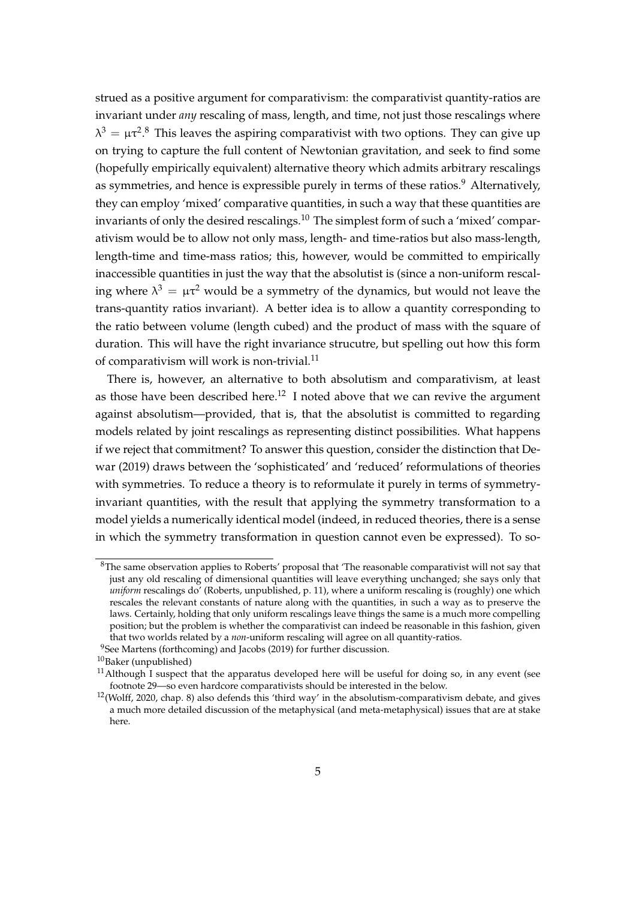strued as a positive argument for comparativism: the comparativist quantity-ratios are invariant under *any* rescaling of mass, length, and time, not just those rescalings where $\lambda^3 = \mu\tau^2$.[8] This leaves the aspiring comparativist with two options. They can give up on trying to capture the full content of Newtonian gravitation, and seek to find some (hopefully empirically equivalent) alternative theory which admits arbitrary rescalings as symmetries, and hence is expressible purely in terms of these ratios.[9] Alternatively, they can employ 'mixed' comparative quantities, in such a way that these quantities are invariants of only the desired rescalings.[10] The simplest form of such a 'mixed' comparativism would be to allow not only mass, length- and time-ratios but also mass-length, length-time and time-mass ratios; this, however, would be committed to empirically inaccessible quantities in just the way that the absolutist is (since a non-uniform rescaling where $\lambda^3 = \mu\tau^2$ would be a symmetry of the dynamics, but would not leave the trans-quantity ratios invariant). A better idea is to allow a quantity corresponding to the ratio between volume (length cubed) and the product of mass with the square of duration. This will have the right invariance strucutre, but spelling out how this form of comparativism will work is non-trivial.[11]

There is, however, an alternative to both absolutism and comparativism, at least as those have been described here.[12] I noted above that we can revive the argument against absolutism—provided, that is, that the absolutist is committed to regarding models related by joint rescalings as representing distinct possibilities. What happens if we reject that commitment? To answer this question, consider the distinction that Dewar (2019) draws between the 'sophisticated' and 'reduced' reformulations of theories with symmetries. To reduce a theory is to reformulate it purely in terms of symmetry-invariant quantities, with the result that applying the symmetry transformation to a model yields a numerically identical model (indeed, in reduced theories, there is a sense in which the symmetry transformation in question cannot even be expressed). To so-

[8] The same observation applies to Roberts' proposal that 'The reasonable comparativist will not say that just any old rescaling of dimensional quantities will leave everything unchanged; she says only that *uniform* rescalings do' (Roberts, unpublished, p. 11), where a uniform rescaling is (roughly) one which rescales the relevant constants of nature along with the quantities, in such a way as to preserve the laws. Certainly, holding that only uniform rescalings leave things the same is a much more compelling position; but the problem is whether the comparativist can indeed be reasonable in this fashion, given that two worlds related by a *non*-uniform rescaling will agree on all quantity-ratios.

[9] See Martens (forthcoming) and Jacobs (2019) for further discussion.

[10] Baker (unpublished)

[11] Although I suspect that the apparatus developed here will be useful for doing so, in any event (see footnote 29—so even hardcore comparativists should be interested in the below.

[12] (Wolff, 2020, chap. 8) also defends this 'third way' in the absolutism-comparativism debate, and gives a much more detailed discussion of the metaphysical (and meta-metaphysical) issues that are at stake here.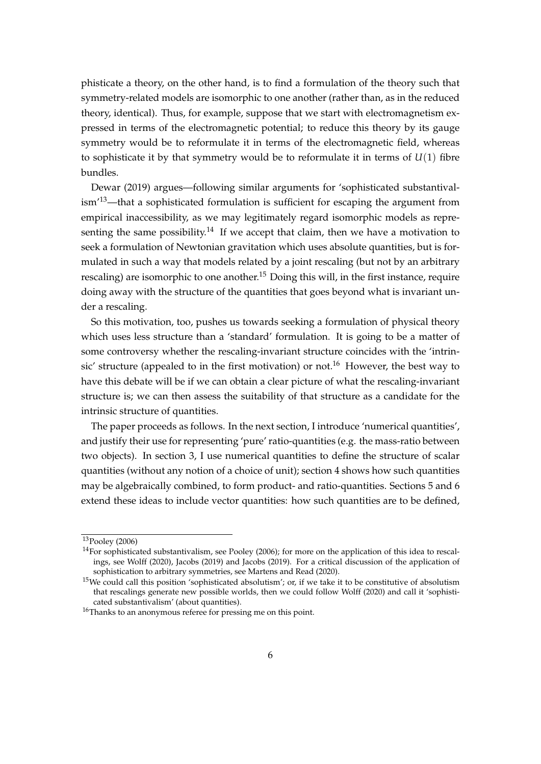phisticate a theory, on the other hand, is to find a formulation of the theory such that symmetry-related models are isomorphic to one another (rather than, as in the reduced theory, identical). Thus, for example, suppose that we start with electromagnetism expressed in terms of the electromagnetic potential; to reduce this theory by its gauge symmetry would be to reformulate it in terms of the electromagnetic field, whereas to sophisticate it by that symmetry would be to reformulate it in terms of $U(1)$ fibre bundles.

Dewar (2019) argues—following similar arguments for 'sophisticated substantivalism'[13]—that a sophisticated formulation is sufficient for escaping the argument from empirical inaccessibility, as we may legitimately regard isomorphic models as representing the same possibility.[14] If we accept that claim, then we have a motivation to seek a formulation of Newtonian gravitation which uses absolute quantities, but is formulated in such a way that models related by a joint rescaling (but not by an arbitrary rescaling) are isomorphic to one another.[15] Doing this will, in the first instance, require doing away with the structure of the quantities that goes beyond what is invariant under a rescaling.

So this motivation, too, pushes us towards seeking a formulation of physical theory which uses less structure than a 'standard' formulation. It is going to be a matter of some controversy whether the rescaling-invariant structure coincides with the 'intrinsic' structure (appealed to in the first motivation) or not.[16] However, the best way to have this debate will be if we can obtain a clear picture of what the rescaling-invariant structure is; we can then assess the suitability of that structure as a candidate for the intrinsic structure of quantities.

The paper proceeds as follows. In the next section, I introduce 'numerical quantities', and justify their use for representing 'pure' ratio-quantities (e.g. the mass-ratio between two objects). In section 3, I use numerical quantities to define the structure of scalar quantities (without any notion of a choice of unit); section 4 shows how such quantities may be algebraically combined, to form product- and ratio-quantities. Sections 5 and 6 extend these ideas to include vector quantities: how such quantities are to be defined,

---

[13] Pooley (2006)

[14] For sophisticated substantivalism, see Pooley (2006); for more on the application of this idea to rescalings, see Wolff (2020), Jacobs (2019) and Jacobs (2019). For a critical discussion of the application of sophistication to arbitrary symmetries, see Martens and Read (2020).

[15] We could call this position 'sophisticated absolutism'; or, if we take it to be constitutive of absolutism that rescalings generate new possible worlds, then we could follow Wolff (2020) and call it 'sophisticated substantivalism' (about quantities).

[16] Thanks to an anonymous referee for pressing me on this point.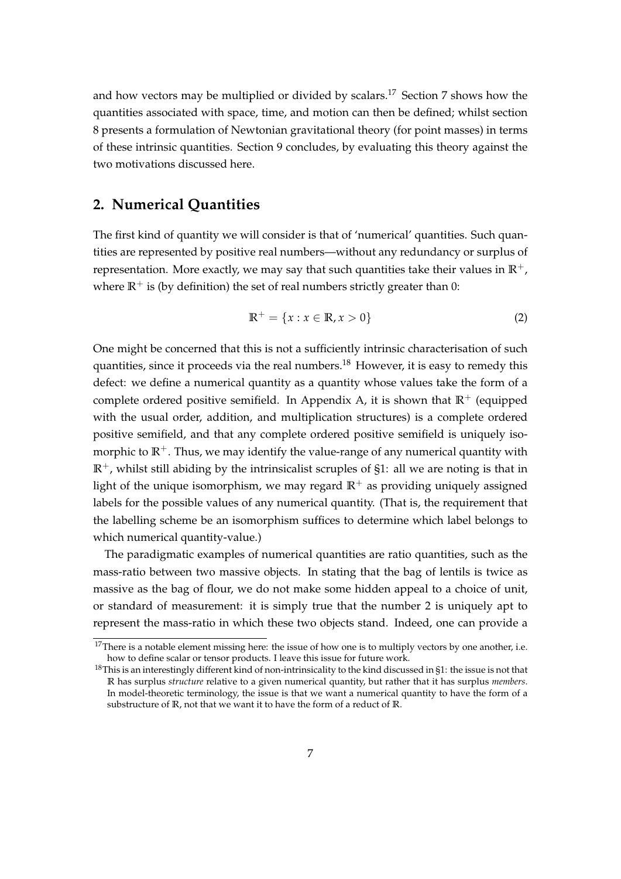and how vectors may be multiplied or divided by scalars.[17] Section 7 shows how the quantities associated with space, time, and motion can then be defined; whilst section 8 presents a formulation of Newtonian gravitational theory (for point masses) in terms of these intrinsic quantities. Section 9 concludes, by evaluating this theory against the two motivations discussed here.

## 2. Numerical Quantities

The first kind of quantity we will consider is that of 'numerical' quantities. Such quantities are represented by positive real numbers—without any redundancy or surplus of representation. More exactly, we may say that such quantities take their values in $\mathbb{R}^+$, where $\mathbb{R}^+$ is (by definition) the set of real numbers strictly greater than 0:

$$\mathbb{R}^+ = \{x : x \in \mathbb{R}, x > 0\} \tag{2}$$

One might be concerned that this is not a sufficiently intrinsic characterisation of such quantities, since it proceeds via the real numbers.[18] However, it is easy to remedy this defect: we define a numerical quantity as a quantity whose values take the form of a complete ordered positive semifield. In Appendix A, it is shown that $\mathbb{R}^+$ (equipped with the usual order, addition, and multiplication structures) is a complete ordered positive semifield, and that any complete ordered positive semifield is uniquely isomorphic to $\mathbb{R}^+$. Thus, we may identify the value-range of any numerical quantity with $\mathbb{R}^+$, whilst still abiding by the intrinsicalist scruples of §1: all we are noting is that in light of the unique isomorphism, we may regard $\mathbb{R}^+$ as providing uniquely assigned labels for the possible values of any numerical quantity. (That is, the requirement that the labelling scheme be an isomorphism suffices to determine which label belongs to which numerical quantity-value.)

The paradigmatic examples of numerical quantities are ratio quantities, such as the mass-ratio between two massive objects. In stating that the bag of lentils is twice as massive as the bag of flour, we do not make some hidden appeal to a choice of unit, or standard of measurement: it is simply true that the number 2 is uniquely apt to represent the mass-ratio in which these two objects stand. Indeed, one can provide a

[17] There is a notable element missing here: the issue of how one is to multiply vectors by one another, i.e. how to define scalar or tensor products. I leave this issue for future work.

[18] This is an interestingly different kind of non-intrinsicality to the kind discussed in §1: the issue is not that $\mathbb{R}$ has surplus *structure* relative to a given numerical quantity, but rather that it has surplus *members*. In model-theoretic terminology, the issue is that we want a numerical quantity to have the form of a substructure of $\mathbb{R}$, not that we want it to have the form of a reduct of $\mathbb{R}$.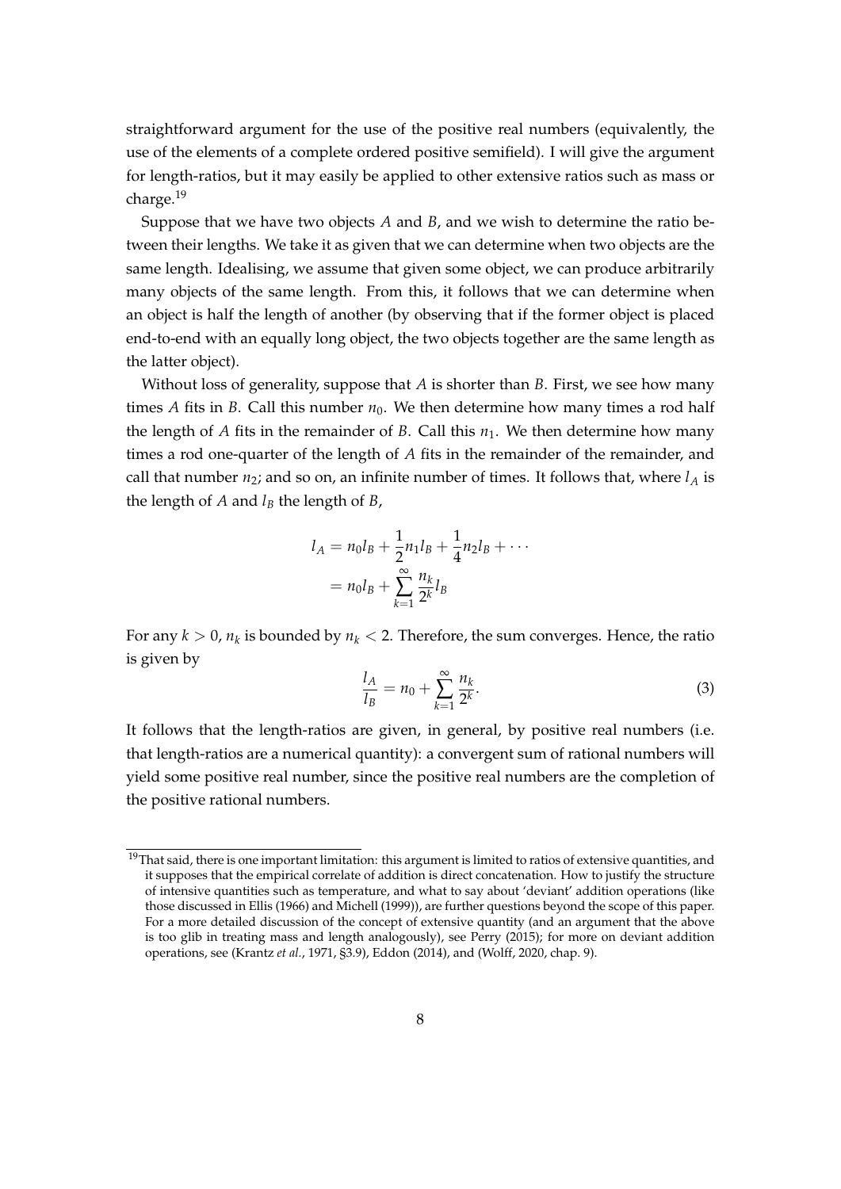straightforward argument for the use of the positive real numbers (equivalently, the use of the elements of a complete ordered positive semifield). I will give the argument for length-ratios, but it may easily be applied to other extensive ratios such as mass or charge.[19]

Suppose that we have two objects $A$ and $B$, and we wish to determine the ratio between their lengths. We take it as given that we can determine when two objects are the same length. Idealising, we assume that given some object, we can produce arbitrarily many objects of the same length. From this, it follows that we can determine when an object is half the length of another (by observing that if the former object is placed end-to-end with an equally long object, the two objects together are the same length as the latter object).

Without loss of generality, suppose that $A$ is shorter than $B$. First, we see how many times $A$ fits in $B$. Call this number $n_0$. We then determine how many times a rod half the length of $A$ fits in the remainder of $B$. Call this $n_1$. We then determine how many times a rod one-quarter of the length of $A$ fits in the remainder of the remainder, and call that number $n_2$; and so on, an infinite number of times. It follows that, where $l_A$ is the length of $A$ and $l_B$ the length of $B$,

$$\begin{aligned} l_A &= n_0 l_B + \frac{1}{2} n_1 l_B + \frac{1}{4} n_2 l_B + \cdots \\ &= n_0 l_B + \sum_{k=1}^{\infty} \frac{n_k}{2^k} l_B \end{aligned}$$

For any $k > 0$, $n_k$ is bounded by $n_k < 2$. Therefore, the sum converges. Hence, the ratio is given by

$$\frac{l_A}{l_B} = n_0 + \sum_{k=1}^{\infty} \frac{n_k}{2^k}. \tag{3}$$

It follows that the length-ratios are given, in general, by positive real numbers (i.e. that length-ratios are a numerical quantity): a convergent sum of rational numbers will yield some positive real number, since the positive real numbers are the completion of the positive rational numbers.

[19] That said, there is one important limitation: this argument is limited to ratios of extensive quantities, and it supposes that the empirical correlate of addition is direct concatenation. How to justify the structure of intensive quantities such as temperature, and what to say about 'deviant' addition operations (like those discussed in Ellis (1966) and Michell (1999)), are further questions beyond the scope of this paper. For a more detailed discussion of the concept of extensive quantity (and an argument that the above is too glib in treating mass and length analogously), see Perry (2015); for more on deviant addition operations, see (Krantz *et al.*, 1971, §3.9), Eddon (2014), and (Wolff, 2020, chap. 9).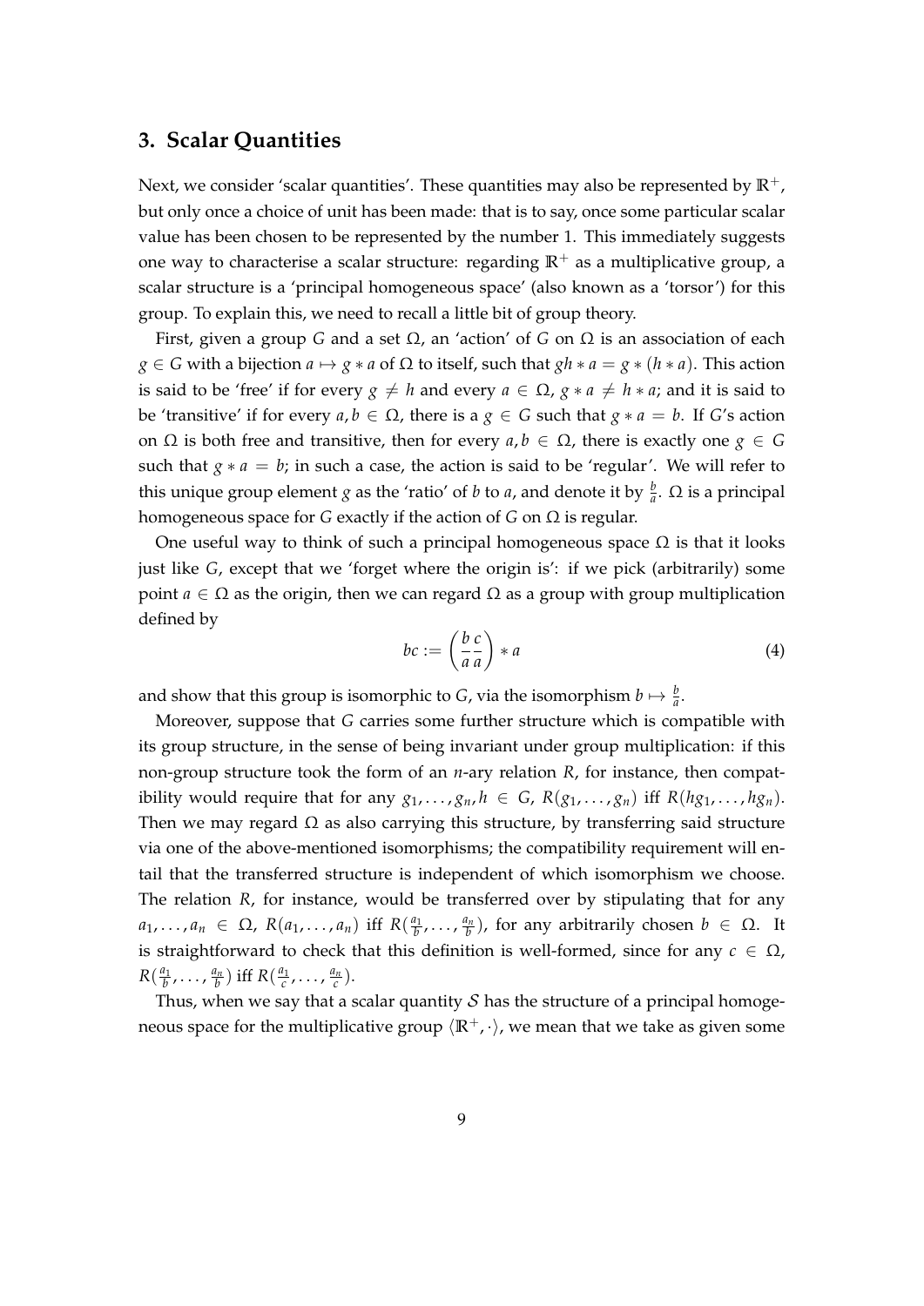## 3. Scalar Quantities

Next, we consider 'scalar quantities'. These quantities may also be represented by $\mathbb{R}^+$, but only once a choice of unit has been made: that is to say, once some particular scalar value has been chosen to be represented by the number 1. This immediately suggests one way to characterise a scalar structure: regarding $\mathbb{R}^+$ as a multiplicative group, a scalar structure is a 'principal homogeneous space' (also known as a 'torsor') for this group. To explain this, we need to recall a little bit of group theory.

First, given a group $G$ and a set $\Omega$, an 'action' of $G$ on $\Omega$ is an association of each $g \in G$ with a bijection $a \mapsto g * a$ of $\Omega$ to itself, such that $gh * a = g * (h * a)$. This action is said to be 'free' if for every $g \neq h$ and every $a \in \Omega$, $g * a \neq h * a$; and it is said to be 'transitive' if for every $a, b \in \Omega$, there is a $g \in G$ such that $g * a = b$. If $G$'s action on $\Omega$ is both free and transitive, then for every $a, b \in \Omega$, there is exactly one $g \in G$ such that $g * a = b$; in such a case, the action is said to be 'regular'. We will refer to this unique group element $g$ as the 'ratio' of $b$ to $a$, and denote it by $\frac{b}{a}$. $\Omega$ is a principal homogeneous space for $G$ exactly if the action of $G$ on $\Omega$ is regular.

One useful way to think of such a principal homogeneous space $\Omega$ is that it looks just like $G$, except that we 'forget where the origin is': if we pick (arbitrarily) some point $a \in \Omega$ as the origin, then we can regard $\Omega$ as a group with group multiplication defined by

$$bc := \left(\frac{b}{a}\frac{c}{a}\right) * a \tag{4}$$

and show that this group is isomorphic to $G$, via the isomorphism $b \mapsto \frac{b}{a}$.

Moreover, suppose that $G$ carries some further structure which is compatible with its group structure, in the sense of being invariant under group multiplication: if this non-group structure took the form of an $n$-ary relation $R$, for instance, then compatibility would require that for any $g_1, \ldots, g_n, h \in G$, $R(g_1, \ldots, g_n)$ iff $R(hg_1, \ldots, hg_n)$. Then we may regard $\Omega$ as also carrying this structure, by transferring said structure via one of the above-mentioned isomorphisms; the compatibility requirement will entail that the transferred structure is independent of which isomorphism we choose. The relation $R$, for instance, would be transferred over by stipulating that for any $a_1, \ldots, a_n \in \Omega$, $R(a_1, \ldots, a_n)$ iff $R(\frac{a_1}{b}, \ldots, \frac{a_n}{b})$, for any arbitrarily chosen $b \in \Omega$. It is straightforward to check that this definition is well-formed, since for any $c \in \Omega$, $R(\frac{a_1}{b}, \ldots, \frac{a_n}{b})$ iff $R(\frac{a_1}{c}, \ldots, \frac{a_n}{c})$.

Thus, when we say that a scalar quantity $\mathcal{S}$ has the structure of a principal homogeneous space for the multiplicative group $\langle \mathbb{R}^+, \cdot \rangle$, we mean that we take as given some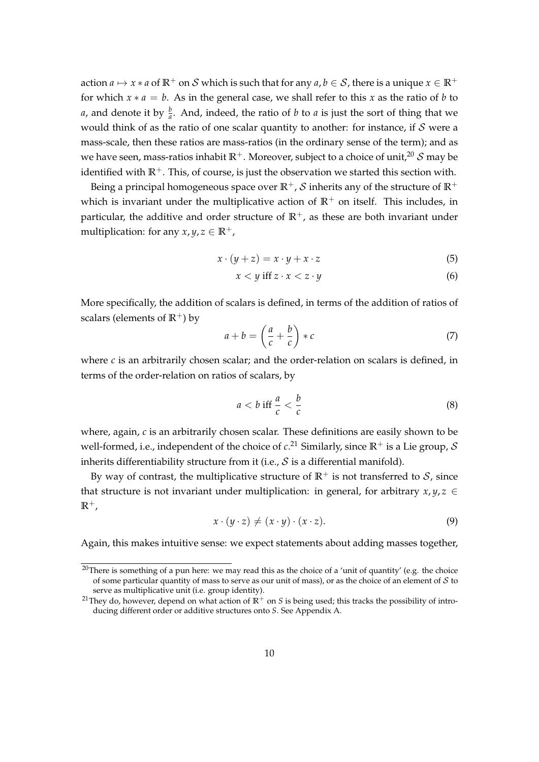action $a \mapsto x * a$ of $\mathbb{R}^+$ on $\mathcal{S}$ which is such that for any $a, b \in \mathcal{S}$, there is a unique $x \in \mathbb{R}^+$ for which $x * a = b$. As in the general case, we shall refer to this $x$ as the ratio of $b$ to $a$, and denote it by $\frac{b}{a}$. And, indeed, the ratio of $b$ to $a$ is just the sort of thing that we would think of as the ratio of one scalar quantity to another: for instance, if $\mathcal{S}$ were a mass-scale, then these ratios are mass-ratios (in the ordinary sense of the term); and as we have seen, mass-ratios inhabit $\mathbb{R}^+$. Moreover, subject to a choice of unit,[20] $\mathcal{S}$ may be identified with $\mathbb{R}^+$. This, of course, is just the observation we started this section with.

Being a principal homogeneous space over $\mathbb{R}^+$, $\mathcal{S}$ inherits any of the structure of $\mathbb{R}^+$ which is invariant under the multiplicative action of $\mathbb{R}^+$ on itself. This includes, in particular, the additive and order structure of $\mathbb{R}^+$, as these are both invariant under multiplication: for any $x, y, z \in \mathbb{R}^+$,

$$x \cdot (y + z) = x \cdot y + x \cdot z \tag{5}$$

$$x < y \text{ iff } z \cdot x < z \cdot y \tag{6}$$

More specifically, the addition of scalars is defined, in terms of the addition of ratios of scalars (elements of $\mathbb{R}^+$) by

$$a + b = \left(\frac{a}{c} + \frac{b}{c}\right) * c \tag{7}$$

where $c$ is an arbitrarily chosen scalar; and the order-relation on scalars is defined, in terms of the order-relation on ratios of scalars, by

$$a < b \text{ iff } \frac{a}{c} < \frac{b}{c} \tag{8}$$

where, again, $c$ is an arbitrarily chosen scalar. These definitions are easily shown to be well-formed, i.e., independent of the choice of $c$.[21] Similarly, since $\mathbb{R}^+$ is a Lie group, $\mathcal{S}$ inherits differentiability structure from it (i.e., $\mathcal{S}$ is a differential manifold).

By way of contrast, the multiplicative structure of $\mathbb{R}^+$ is not transferred to $\mathcal{S}$, since that structure is not invariant under multiplication: in general, for arbitrary $x, y, z \in \mathbb{R}^+$,

$$x \cdot (y \cdot z) \neq (x \cdot y) \cdot (x \cdot z). \tag{9}$$

Again, this makes intuitive sense: we expect statements about adding masses together,

[20] There is something of a pun here: we may read this as the choice of a 'unit of quantity' (e.g. the choice of some particular quantity of mass to serve as our unit of mass), or as the choice of an element of $\mathcal{S}$ to serve as multiplicative unit (i.e. group identity).

[21] They do, however, depend on what action of $\mathbb{R}^+$ on $S$ is being used; this tracks the possibility of introducing different order or additive structures onto $S$. See Appendix A.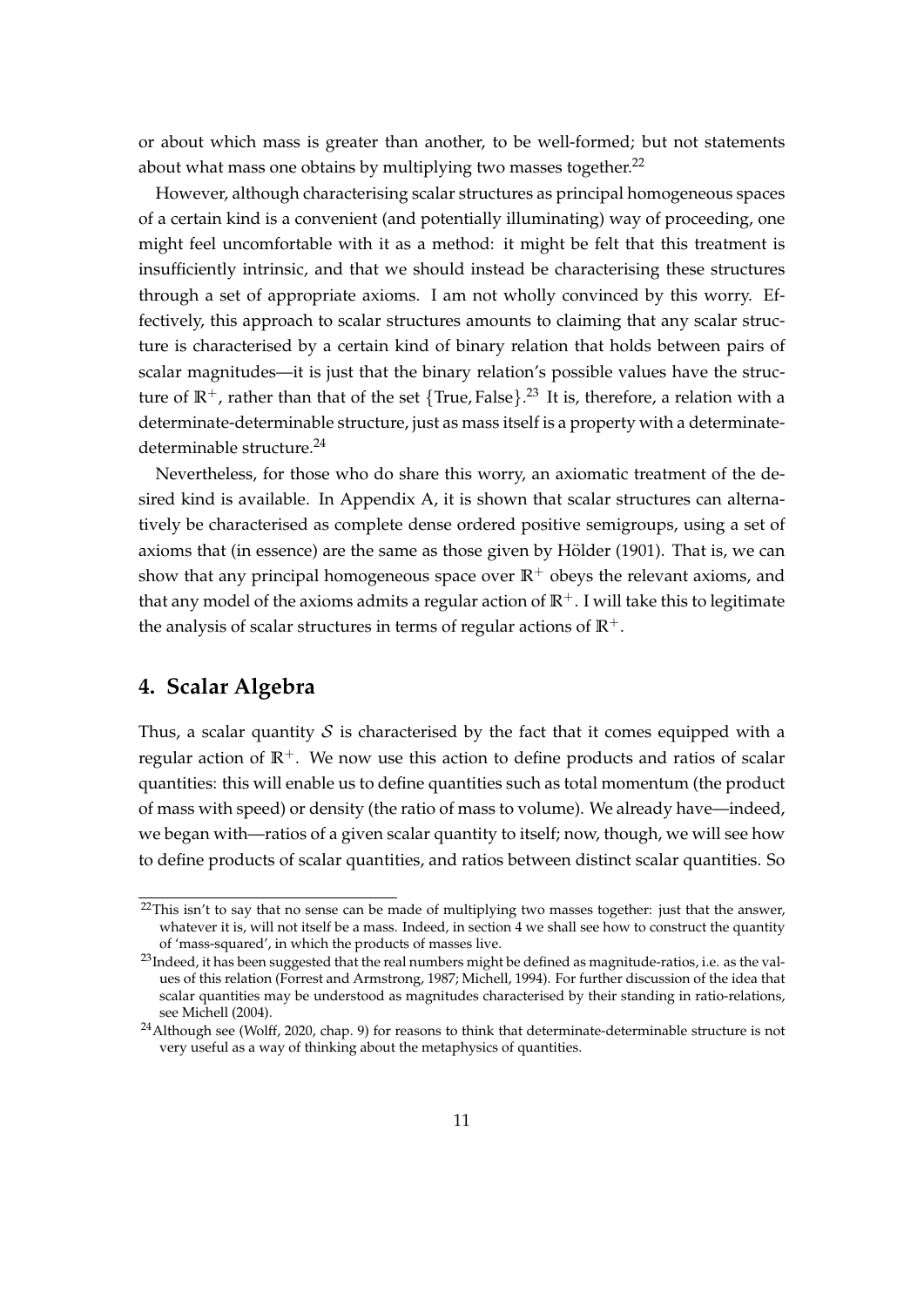or about which mass is greater than another, to be well-formed; but not statements about what mass one obtains by multiplying two masses together.[22]

However, although characterising scalar structures as principal homogeneous spaces of a certain kind is a convenient (and potentially illuminating) way of proceeding, one might feel uncomfortable with it as a method: it might be felt that this treatment is insufficiently intrinsic, and that we should instead be characterising these structures through a set of appropriate axioms. I am not wholly convinced by this worry. Effectively, this approach to scalar structures amounts to claiming that any scalar structure is characterised by a certain kind of binary relation that holds between pairs of scalar magnitudes—it is just that the binary relation's possible values have the structure of $\mathbb{R}^+$, rather than that of the set $\{\text{True}, \text{False}\}$.[23] It is, therefore, a relation with a determinate-determinable structure, just as mass itself is a property with a determinate-determinable structure.[24]

Nevertheless, for those who do share this worry, an axiomatic treatment of the desired kind is available. In Appendix A, it is shown that scalar structures can alternatively be characterised as complete dense ordered positive semigroups, using a set of axioms that (in essence) are the same as those given by Hölder (1901). That is, we can show that any principal homogeneous space over $\mathbb{R}^+$ obeys the relevant axioms, and that any model of the axioms admits a regular action of $\mathbb{R}^+$. I will take this to legitimate the analysis of scalar structures in terms of regular actions of $\mathbb{R}^+$.

## 4. Scalar Algebra

Thus, a scalar quantity $\mathcal{S}$ is characterised by the fact that it comes equipped with a regular action of $\mathbb{R}^+$. We now use this action to define products and ratios of scalar quantities: this will enable us to define quantities such as total momentum (the product of mass with speed) or density (the ratio of mass to volume). We already have—indeed, we began with—ratios of a given scalar quantity to itself; now, though, we will see how to define products of scalar quantities, and ratios between distinct scalar quantities. So

---

[22] This isn't to say that no sense can be made of multiplying two masses together: just that the answer, whatever it is, will not itself be a mass. Indeed, in section 4 we shall see how to construct the quantity of 'mass-squared', in which the products of masses live.

[23] Indeed, it has been suggested that the real numbers might be defined as magnitude-ratios, i.e. as the values of this relation (Forrest and Armstrong, 1987; Michell, 1994). For further discussion of the idea that scalar quantities may be understood as magnitudes characterised by their standing in ratio-relations, see Michell (2004).

[24] Although see (Wolff, 2020, chap. 9) for reasons to think that determinate-determinable structure is not very useful as a way of thinking about the metaphysics of quantities.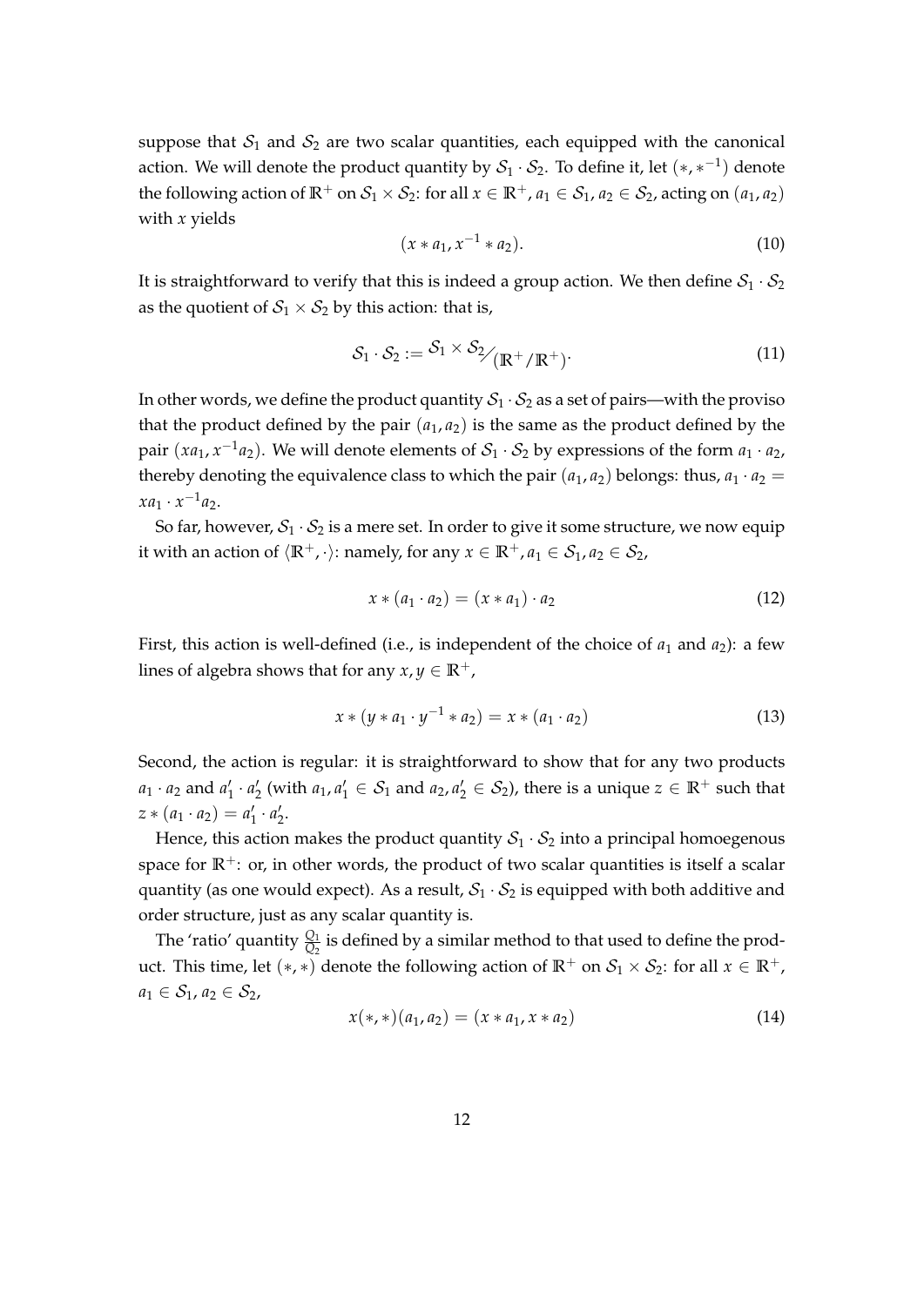suppose that $\mathcal{S}_1$ and $\mathcal{S}_2$ are two scalar quantities, each equipped with the canonical action. We will denote the product quantity by $\mathcal{S}_1 \cdot \mathcal{S}_2$. To define it, let $(*, *^{-1})$ denote the following action of $\mathbb{R}^+$ on $\mathcal{S}_1 \times \mathcal{S}_2$: for all $x \in \mathbb{R}^+$, $a_1 \in \mathcal{S}_1$, $a_2 \in \mathcal{S}_2$, acting on $(a_1, a_2)$ with $x$ yields

$$(x * a_1, x^{-1} * a_2). \tag{10}$$

It is straightforward to verify that this is indeed a group action. We then define $\mathcal{S}_1 \cdot \mathcal{S}_2$ as the quotient of $\mathcal{S}_1 \times \mathcal{S}_2$ by this action: that is,

$$\mathcal{S}_1 \cdot \mathcal{S}_2 := \mathcal{S}_1 \times \mathcal{S}_2 \big/ (\mathbb{R}^+/\mathbb{R}^+). \tag{11}$$

In other words, we define the product quantity $\mathcal{S}_1 \cdot \mathcal{S}_2$ as a set of pairs—with the proviso that the product defined by the pair $(a_1, a_2)$ is the same as the product defined by the pair $(xa_1, x^{-1}a_2)$. We will denote elements of $\mathcal{S}_1 \cdot \mathcal{S}_2$ by expressions of the form $a_1 \cdot a_2$, thereby denoting the equivalence class to which the pair $(a_1, a_2)$ belongs: thus, $a_1 \cdot a_2 = xa_1 \cdot x^{-1}a_2$.

So far, however, $\mathcal{S}_1 \cdot \mathcal{S}_2$ is a mere set. In order to give it some structure, we now equip it with an action of $\langle \mathbb{R}^+, \cdot \rangle$: namely, for any $x \in \mathbb{R}^+, a_1 \in \mathcal{S}_1, a_2 \in \mathcal{S}_2$,

$$x * (a_1 \cdot a_2) = (x * a_1) \cdot a_2 \tag{12}$$

First, this action is well-defined (i.e., is independent of the choice of $a_1$ and $a_2$): a few lines of algebra shows that for any $x, y \in \mathbb{R}^+$,

$$x * (y * a_1 \cdot y^{-1} * a_2) = x * (a_1 \cdot a_2) \tag{13}$$

Second, the action is regular: it is straightforward to show that for any two products $a_1 \cdot a_2$ and $a_1' \cdot a_2'$ (with $a_1, a_1' \in \mathcal{S}_1$ and $a_2, a_2' \in \mathcal{S}_2$), there is a unique $z \in \mathbb{R}^+$ such that $z * (a_1 \cdot a_2) = a_1' \cdot a_2'$.

Hence, this action makes the product quantity $\mathcal{S}_1 \cdot \mathcal{S}_2$ into a principal homoegenous space for $\mathbb{R}^+$: or, in other words, the product of two scalar quantities is itself a scalar quantity (as one would expect). As a result, $\mathcal{S}_1 \cdot \mathcal{S}_2$ is equipped with both additive and order structure, just as any scalar quantity is.

The 'ratio' quantity $\frac{Q_1}{Q_2}$ is defined by a similar method to that used to define the product. This time, let $(*, *)$ denote the following action of $\mathbb{R}^+$ on $\mathcal{S}_1 \times \mathcal{S}_2$: for all $x \in \mathbb{R}^+$, $a_1 \in \mathcal{S}_1, a_2 \in \mathcal{S}_2$,

$$x(*, *)(a_1, a_2) = (x * a_1, x * a_2) \tag{14}$$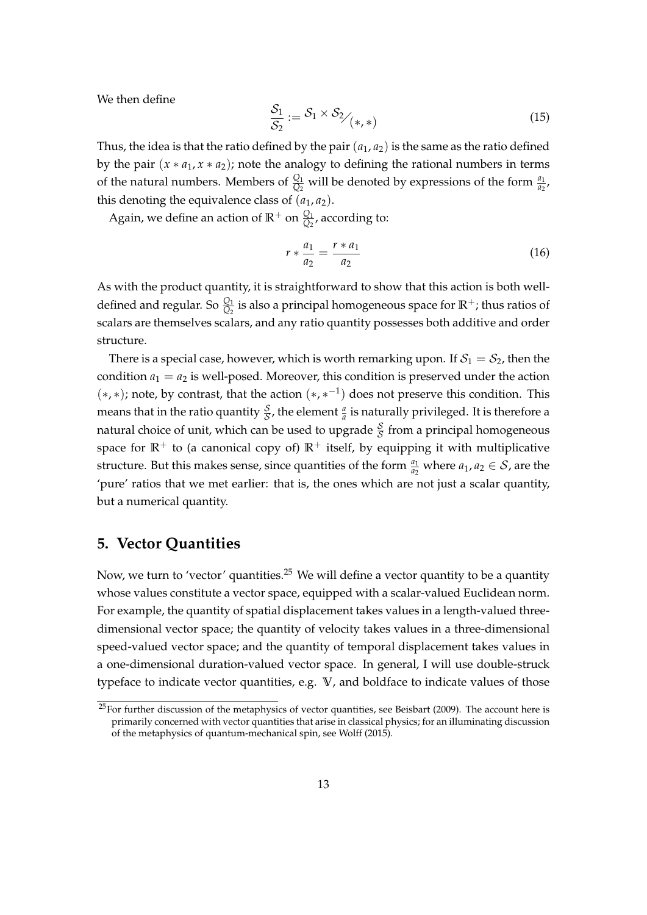We then define

$$\frac{\mathcal{S}_1}{\mathcal{S}_2} := \mathcal{S}_1 \times \mathcal{S}_2 \big/ {(*, *)} \tag{15}$$

Thus, the idea is that the ratio defined by the pair $(a_1, a_2)$ is the same as the ratio defined by the pair $(x * a_1, x * a_2)$; note the analogy to defining the rational numbers in terms of the natural numbers. Members of $\frac{Q_1}{Q_2}$ will be denoted by expressions of the form $\frac{a_1}{a_2}$, this denoting the equivalence class of $(a_1, a_2)$.

Again, we define an action of $\mathbb{R}^+$ on $\frac{Q_1}{Q_2}$, according to:

$$r * \frac{a_1}{a_2} = \frac{r * a_1}{a_2} \tag{16}$$

As with the product quantity, it is straightforward to show that this action is both well-defined and regular. So $\frac{Q_1}{Q_2}$ is also a principal homogeneous space for $\mathbb{R}^+$; thus ratios of scalars are themselves scalars, and any ratio quantity possesses both additive and order structure.

There is a special case, however, which is worth remarking upon. If $\mathcal{S}_1 = \mathcal{S}_2$, then the condition $a_1 = a_2$ is well-posed. Moreover, this condition is preserved under the action $(*, *)$; note, by contrast, that the action $(*, *^{-1})$ does not preserve this condition. This means that in the ratio quantity $\frac{\mathcal{S}}{\mathcal{S}}$, the element $\frac{a}{a}$ is naturally privileged. It is therefore a natural choice of unit, which can be used to upgrade $\frac{\mathcal{S}}{\mathcal{S}}$ from a principal homogeneous space for $\mathbb{R}^+$ to (a canonical copy of) $\mathbb{R}^+$ itself, by equipping it with multiplicative structure. But this makes sense, since quantities of the form $\frac{a_1}{a_2}$ where $a_1, a_2 \in \mathcal{S}$, are the 'pure' ratios that we met earlier: that is, the ones which are not just a scalar quantity, but a numerical quantity.

## 5. Vector Quantities

Now, we turn to 'vector' quantities.[25] We will define a vector quantity to be a quantity whose values constitute a vector space, equipped with a scalar-valued Euclidean norm. For example, the quantity of spatial displacement takes values in a length-valued three-dimensional vector space; the quantity of velocity takes values in a three-dimensional speed-valued vector space; and the quantity of temporal displacement takes values in a one-dimensional duration-valued vector space. In general, I will use double-struck typeface to indicate vector quantities, e.g. $\mathbb{V}$, and boldface to indicate values of those

[25] For further discussion of the metaphysics of vector quantities, see Beisbart (2009). The account here is primarily concerned with vector quantities that arise in classical physics; for an illuminating discussion of the metaphysics of quantum-mechanical spin, see Wolff (2015).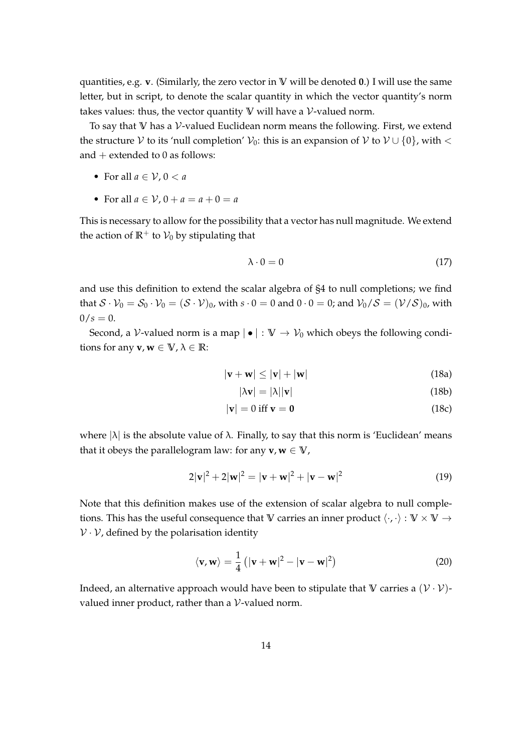quantities, e.g. $\mathbf{v}$. (Similarly, the zero vector in $\mathbb{V}$ will be denoted $\mathbf{0}$.) I will use the same letter, but in script, to denote the scalar quantity in which the vector quantity's norm takes values: thus, the vector quantity $\mathbb{V}$ will have a $\mathcal{V}$-valued norm.

To say that $\mathbb{V}$ has a $\mathcal{V}$-valued Euclidean norm means the following. First, we extend the structure $\mathcal{V}$ to its 'null completion' $\mathcal{V}_0$: this is an expansion of $\mathcal{V}$ to $\mathcal{V} \cup \{0\}$, with $<$ and $+$ extended to 0 as follows:

- For all $a \in \mathcal{V}$, $0 < a$
- For all $a \in \mathcal{V}$, $0 + a = a + 0 = a$

This is necessary to allow for the possibility that a vector has null magnitude. We extend the action of $\mathbb{R}^+$ to $\mathcal{V}_0$ by stipulating that

$$\lambda \cdot 0 = 0 \tag{17}$$

and use this definition to extend the scalar algebra of §4 to null completions; we find that $\mathcal{S} \cdot \mathcal{V}_0 = \mathcal{S}_0 \cdot \mathcal{V}_0 = (\mathcal{S} \cdot \mathcal{V})_0$, with $s \cdot 0 = 0$ and $0 \cdot 0 = 0$; and $\mathcal{V}_0/\mathcal{S} = (\mathcal{V}/\mathcal{S})_0$, with $0/s = 0$.

Second, a $\mathcal{V}$-valued norm is a map $|\bullet| : \mathbb{V} \to \mathcal{V}_0$ which obeys the following conditions for any $\mathbf{v}, \mathbf{w} \in \mathbb{V}$, $\lambda \in \mathbb{R}$:

$$|\mathbf{v} + \mathbf{w}| \leq |\mathbf{v}| + |\mathbf{w}| \tag{18a}$$

$$|\lambda \mathbf{v}| = |\lambda||\mathbf{v}| \tag{18b}$$

$$|\mathbf{v}| = 0 \text{ iff } \mathbf{v} = \mathbf{0} \tag{18c}$$

where $|\lambda|$ is the absolute value of $\lambda$. Finally, to say that this norm is 'Euclidean' means that it obeys the parallelogram law: for any $\mathbf{v}, \mathbf{w} \in \mathbb{V}$,

$$2|\mathbf{v}|^2 + 2|\mathbf{w}|^2 = |\mathbf{v} + \mathbf{w}|^2 + |\mathbf{v} - \mathbf{w}|^2 \tag{19}$$

Note that this definition makes use of the extension of scalar algebra to null completions. This has the useful consequence that $\mathbb{V}$ carries an inner product $\langle \cdot, \cdot \rangle : \mathbb{V} \times \mathbb{V} \to \mathcal{V} \cdot \mathcal{V}$, defined by the polarisation identity

$$\langle \mathbf{v}, \mathbf{w} \rangle = \frac{1}{4}\left(|\mathbf{v} + \mathbf{w}|^2 - |\mathbf{v} - \mathbf{w}|^2\right) \tag{20}$$

Indeed, an alternative approach would have been to stipulate that $\mathbb{V}$ carries a $(\mathcal{V} \cdot \mathcal{V})$-valued inner product, rather than a $\mathcal{V}$-valued norm.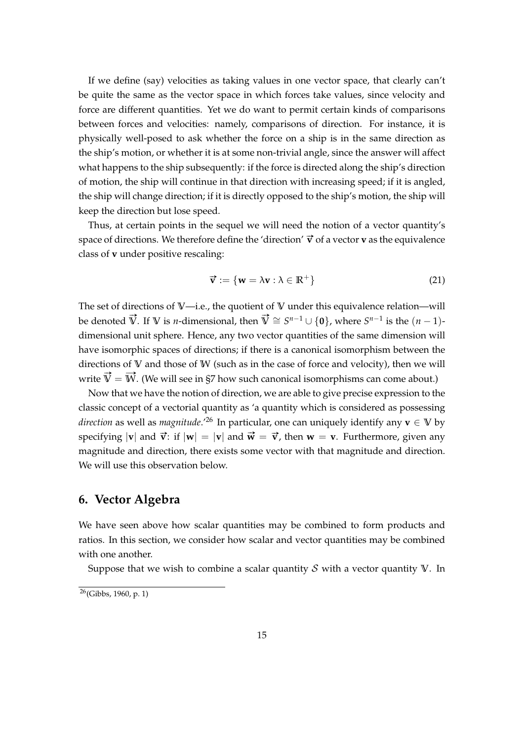If we define (say) velocities as taking values in one vector space, that clearly can't be quite the same as the vector space in which forces take values, since velocity and force are different quantities. Yet we do want to permit certain kinds of comparisons between forces and velocities: namely, comparisons of direction. For instance, it is physically well-posed to ask whether the force on a ship is in the same direction as the ship's motion, or whether it is at some non-trivial angle, since the answer will affect what happens to the ship subsequently: if the force is directed along the ship's direction of motion, the ship will continue in that direction with increasing speed; if it is angled, the ship will change direction; if it is directly opposed to the ship's motion, the ship will keep the direction but lose speed.

Thus, at certain points in the sequel we will need the notion of a vector quantity's space of directions. We therefore define the 'direction' $\vec{\mathbf{v}}$ of a vector $\mathbf{v}$ as the equivalence class of $\mathbf{v}$ under positive rescaling:

$$\vec{\mathbf{v}} := \{\mathbf{w} = \lambda \mathbf{v} : \lambda \in \mathbb{R}^+\} \tag{21}$$

The set of directions of $\mathbb{V}$—i.e., the quotient of $\mathbb{V}$ under this equivalence relation—will be denoted $\vec{\mathbb{V}}$. If $\mathbb{V}$ is $n$-dimensional, then $\vec{\mathbb{V}} \cong S^{n-1} \cup \{\mathbf{0}\}$, where $S^{n-1}$ is the $(n-1)$-dimensional unit sphere. Hence, any two vector quantities of the same dimension will have isomorphic spaces of directions; if there is a canonical isomorphism between the directions of $\mathbb{V}$ and those of $\mathbb{W}$ (such as in the case of force and velocity), then we will write $\vec{\mathbb{V}} = \vec{\mathbb{W}}$. (We will see in §7 how such canonical isomorphisms can come about.)

Now that we have the notion of direction, we are able to give precise expression to the classic concept of a vectorial quantity as 'a quantity which is considered as possessing *direction* as well as *magnitude*.'[26] In particular, one can uniquely identify any $\mathbf{v} \in \mathbb{V}$ by specifying $|\mathbf{v}|$ and $\vec{\mathbf{v}}$: if $|\mathbf{w}| = |\mathbf{v}|$ and $\vec{\mathbf{w}} = \vec{\mathbf{v}}$, then $\mathbf{w} = \mathbf{v}$. Furthermore, given any magnitude and direction, there exists some vector with that magnitude and direction. We will use this observation below.

## 6. Vector Algebra

We have seen above how scalar quantities may be combined to form products and ratios. In this section, we consider how scalar and vector quantities may be combined with one another.

Suppose that we wish to combine a scalar quantity $\mathcal{S}$ with a vector quantity $\mathbb{V}$. In

[26] (Gibbs, 1960, p. 1)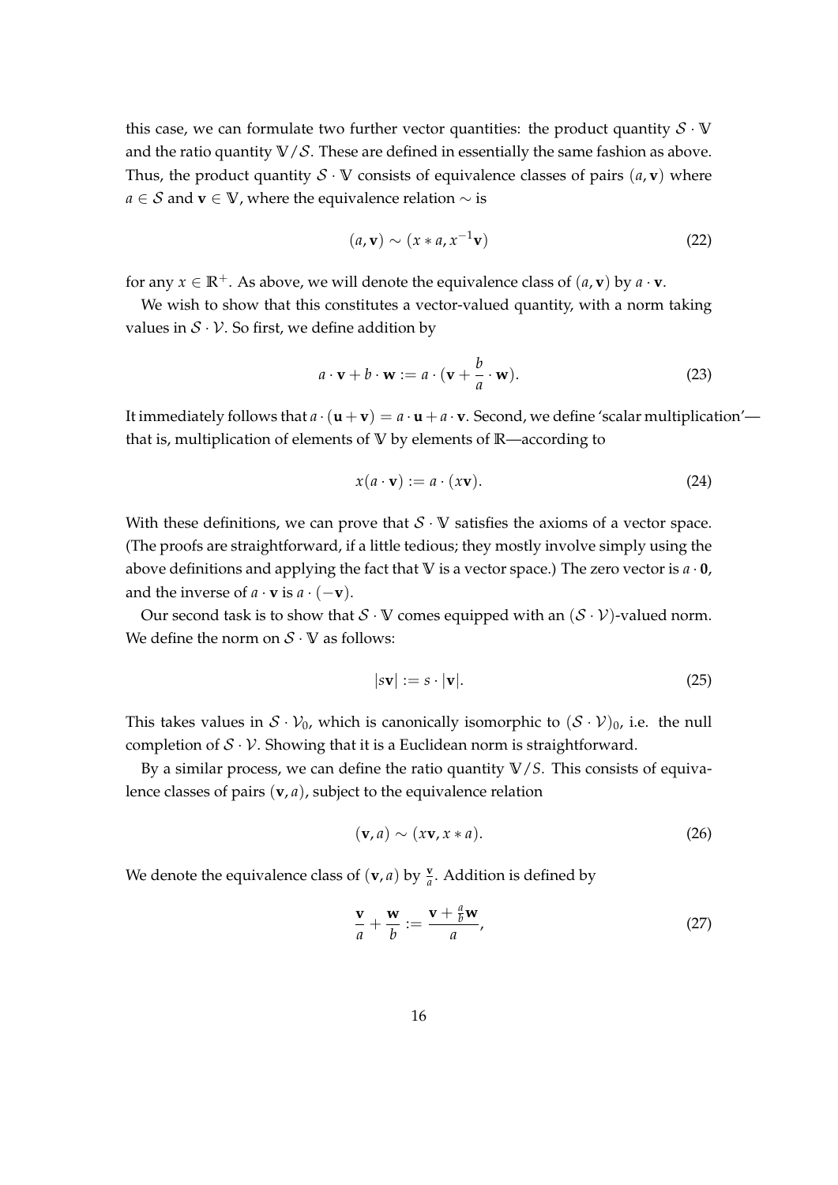this case, we can formulate two further vector quantities: the product quantity $\mathcal{S} \cdot \mathbb{V}$ and the ratio quantity $\mathbb{V}/\mathcal{S}$. These are defined in essentially the same fashion as above. Thus, the product quantity $\mathcal{S} \cdot \mathbb{V}$ consists of equivalence classes of pairs $(a, \mathbf{v})$ where $a \in \mathcal{S}$ and $\mathbf{v} \in \mathbb{V}$, where the equivalence relation $\sim$ is

$$(a, \mathbf{v}) \sim (x * a, x^{-1}\mathbf{v}) \tag{22}$$

for any $x \in \mathbb{R}^+$. As above, we will denote the equivalence class of $(a, \mathbf{v})$ by $a \cdot \mathbf{v}$.

We wish to show that this constitutes a vector-valued quantity, with a norm taking values in $\mathcal{S} \cdot \mathcal{V}$. So first, we define addition by

$$a \cdot \mathbf{v} + b \cdot \mathbf{w} := a \cdot (\mathbf{v} + \frac{b}{a} \cdot \mathbf{w}). \tag{23}$$

It immediately follows that $a \cdot (\mathbf{u} + \mathbf{v}) = a \cdot \mathbf{u} + a \cdot \mathbf{v}$. Second, we define 'scalar multiplication'—that is, multiplication of elements of $\mathbb{V}$ by elements of $\mathbb{R}$—according to

$$x(a \cdot \mathbf{v}) := a \cdot (x\mathbf{v}). \tag{24}$$

With these definitions, we can prove that $\mathcal{S} \cdot \mathbb{V}$ satisfies the axioms of a vector space. (The proofs are straightforward, if a little tedious; they mostly involve simply using the above definitions and applying the fact that $\mathbb{V}$ is a vector space.) The zero vector is $a \cdot \mathbf{0}$, and the inverse of $a \cdot \mathbf{v}$ is $a \cdot (-\mathbf{v})$.

Our second task is to show that $\mathcal{S} \cdot \mathbb{V}$ comes equipped with an $(\mathcal{S} \cdot \mathcal{V})$-valued norm. We define the norm on $\mathcal{S} \cdot \mathbb{V}$ as follows:

$$|s\mathbf{v}| := s \cdot |\mathbf{v}|. \tag{25}$$

This takes values in $\mathcal{S} \cdot \mathcal{V}_0$, which is canonically isomorphic to $(\mathcal{S} \cdot \mathcal{V})_0$, i.e. the null completion of $\mathcal{S} \cdot \mathcal{V}$. Showing that it is a Euclidean norm is straightforward.

By a similar process, we can define the ratio quantity $\mathbb{V}/S$. This consists of equivalence classes of pairs $(\mathbf{v}, a)$, subject to the equivalence relation

$$(\mathbf{v}, a) \sim (x\mathbf{v}, x * a). \tag{26}$$

We denote the equivalence class of $(\mathbf{v}, a)$ by $\frac{\mathbf{v}}{a}$. Addition is defined by

$$\frac{\mathbf{v}}{a} + \frac{\mathbf{w}}{b} := \frac{\mathbf{v} + \frac{a}{b}\mathbf{w}}{a}, \tag{27}$$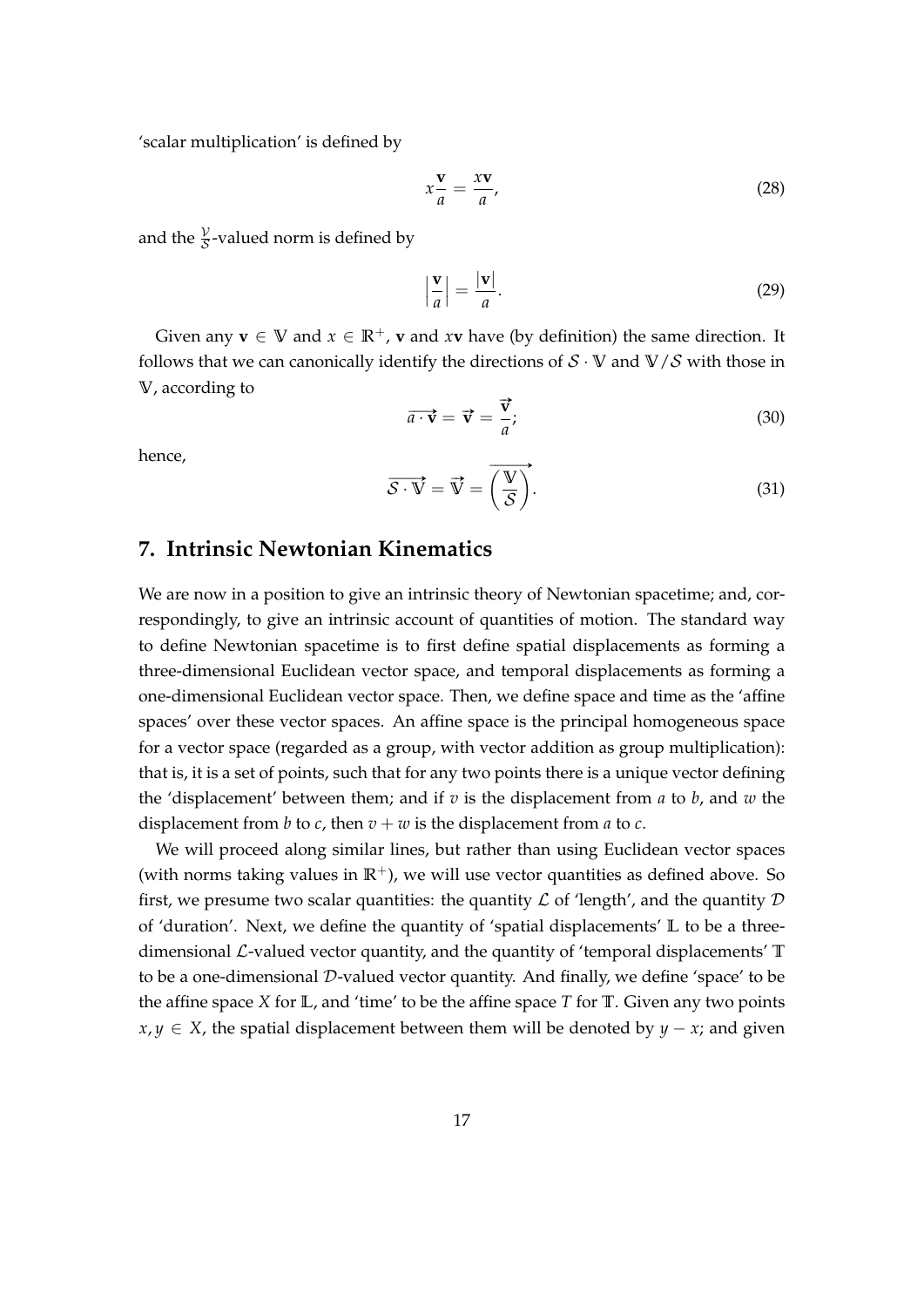'scalar multiplication' is defined by

$$x\frac{\mathbf{v}}{a} = \frac{x\mathbf{v}}{a}, \tag{28}$$

and the $\frac{\mathcal{V}}{\mathcal{S}}$-valued norm is defined by

$$\left|\frac{\mathbf{v}}{a}\right| = \frac{|\mathbf{v}|}{a}. \tag{29}$$

Given any $\mathbf{v} \in \mathbb{V}$ and $x \in \mathbb{R}^+$, $\mathbf{v}$ and $x\mathbf{v}$ have (by definition) the same direction. It follows that we can canonically identify the directions of $\mathcal{S} \cdot \mathbb{V}$ and $\mathbb{V}/\mathcal{S}$ with those in $\mathbb{V}$, according to

$$\overrightarrow{a \cdot \mathbf{v}} = \vec{\mathbf{v}} = \frac{\vec{\mathbf{v}}}{a}; \tag{30}$$

hence,

$$\overrightarrow{\mathcal{S} \cdot \mathbb{V}} = \vec{\mathbb{V}} = \overrightarrow{\left(\frac{\mathbb{V}}{\mathcal{S}}\right)}. \tag{31}$$

## 7. Intrinsic Newtonian Kinematics

We are now in a position to give an intrinsic theory of Newtonian spacetime; and, correspondingly, to give an intrinsic account of quantities of motion. The standard way to define Newtonian spacetime is to first define spatial displacements as forming a three-dimensional Euclidean vector space, and temporal displacements as forming a one-dimensional Euclidean vector space. Then, we define space and time as the 'affine spaces' over these vector spaces. An affine space is the principal homogeneous space for a vector space (regarded as a group, with vector addition as group multiplication): that is, it is a set of points, such that for any two points there is a unique vector defining the 'displacement' between them; and if $v$ is the displacement from $a$ to $b$, and $w$ the displacement from $b$ to $c$, then $v + w$ is the displacement from $a$ to $c$.

We will proceed along similar lines, but rather than using Euclidean vector spaces (with norms taking values in $\mathbb{R}^+$), we will use vector quantities as defined above. So first, we presume two scalar quantities: the quantity $\mathcal{L}$ of 'length', and the quantity $\mathcal{D}$ of 'duration'. Next, we define the quantity of 'spatial displacements' $\mathbb{L}$ to be a three-dimensional $\mathcal{L}$-valued vector quantity, and the quantity of 'temporal displacements' $\mathbb{T}$ to be a one-dimensional $\mathcal{D}$-valued vector quantity. And finally, we define 'space' to be the affine space $X$ for $\mathbb{L}$, and 'time' to be the affine space $T$ for $\mathbb{T}$. Given any two points $x, y \in X$, the spatial displacement between them will be denoted by $y - x$; and given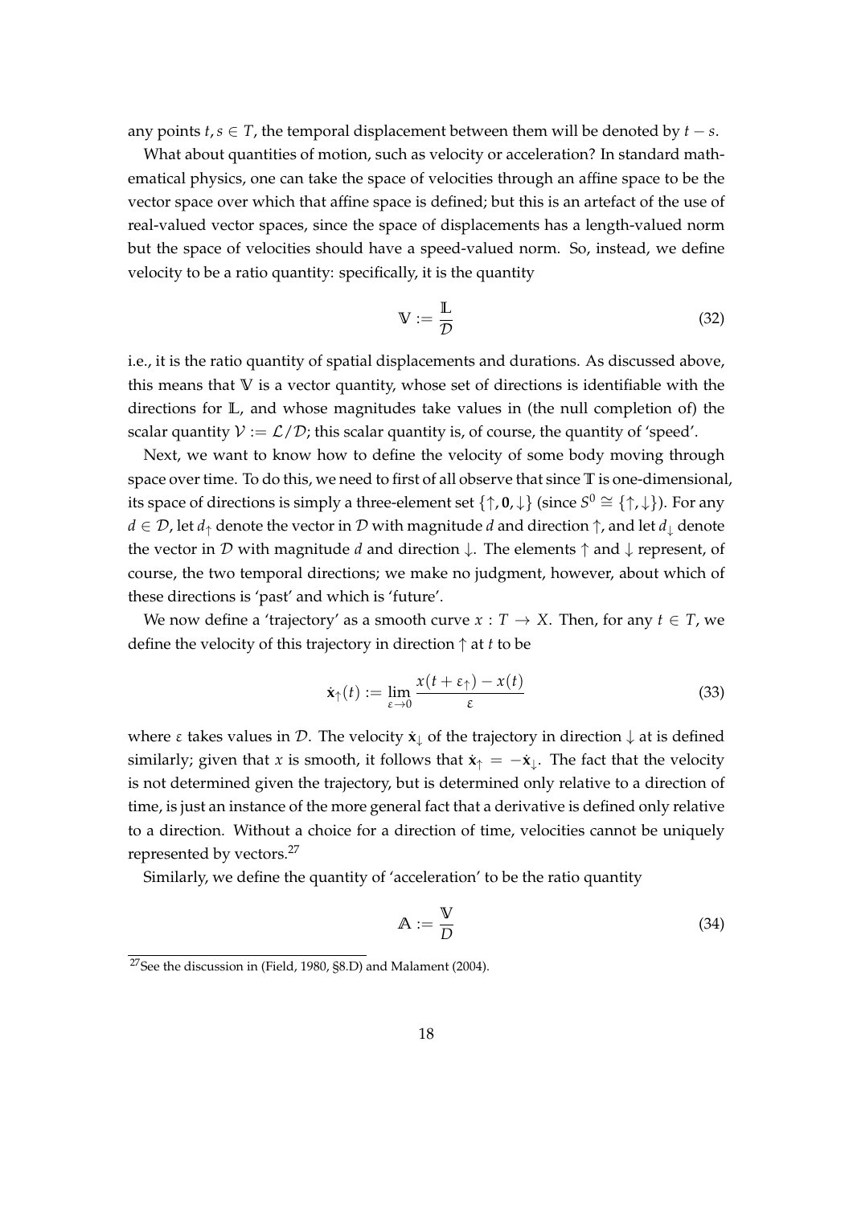any points $t, s \in T$, the temporal displacement between them will be denoted by $t - s$.

What about quantities of motion, such as velocity or acceleration? In standard mathematical physics, one can take the space of velocities through an affine space to be the vector space over which that affine space is defined; but this is an artefact of the use of real-valued vector spaces, since the space of displacements has a length-valued norm but the space of velocities should have a speed-valued norm. So, instead, we define velocity to be a ratio quantity: specifically, it is the quantity

$$\mathbb{V} := \frac{\mathbb{L}}{\mathcal{D}} \tag{32}$$

i.e., it is the ratio quantity of spatial displacements and durations. As discussed above, this means that $\mathbb{V}$ is a vector quantity, whose set of directions is identifiable with the directions for $\mathbb{L}$, and whose magnitudes take values in (the null completion of) the scalar quantity $\mathcal{V} := \mathcal{L}/\mathcal{D}$; this scalar quantity is, of course, the quantity of 'speed'.

Next, we want to know how to define the velocity of some body moving through space over time. To do this, we need to first of all observe that since $\mathbb{T}$ is one-dimensional, its space of directions is simply a three-element set $\{\uparrow, \mathbf{0}, \downarrow\}$ (since $S^0 \cong \{\uparrow, \downarrow\}$). For any $d \in \mathcal{D}$, let $d_\uparrow$ denote the vector in $\mathcal{D}$ with magnitude $d$ and direction $\uparrow$, and let $d_\downarrow$ denote the vector in $\mathcal{D}$ with magnitude $d$ and direction $\downarrow$. The elements $\uparrow$ and $\downarrow$ represent, of course, the two temporal directions; we make no judgment, however, about which of these directions is 'past' and which is 'future'.

We now define a 'trajectory' as a smooth curve $x : T \to X$. Then, for any $t \in T$, we define the velocity of this trajectory in direction $\uparrow$ at $t$ to be

$$\dot{\mathbf{x}}_\uparrow(t) := \lim_{\varepsilon \to 0} \frac{x(t + \varepsilon_\uparrow) - x(t)}{\varepsilon} \tag{33}$$

where $\varepsilon$ takes values in $\mathcal{D}$. The velocity $\dot{\mathbf{x}}_\downarrow$ of the trajectory in direction $\downarrow$ at is defined similarly; given that $x$ is smooth, it follows that $\dot{\mathbf{x}}_\uparrow = -\dot{\mathbf{x}}_\downarrow$. The fact that the velocity is not determined given the trajectory, but is determined only relative to a direction of time, is just an instance of the more general fact that a derivative is defined only relative to a direction. Without a choice for a direction of time, velocities cannot be uniquely represented by vectors.[27]

Similarly, we define the quantity of 'acceleration' to be the ratio quantity

$$\mathbb{A} := \frac{\mathbb{V}}{D} \tag{34}$$

[27] See the discussion in (Field, 1980, §8.D) and Malament (2004).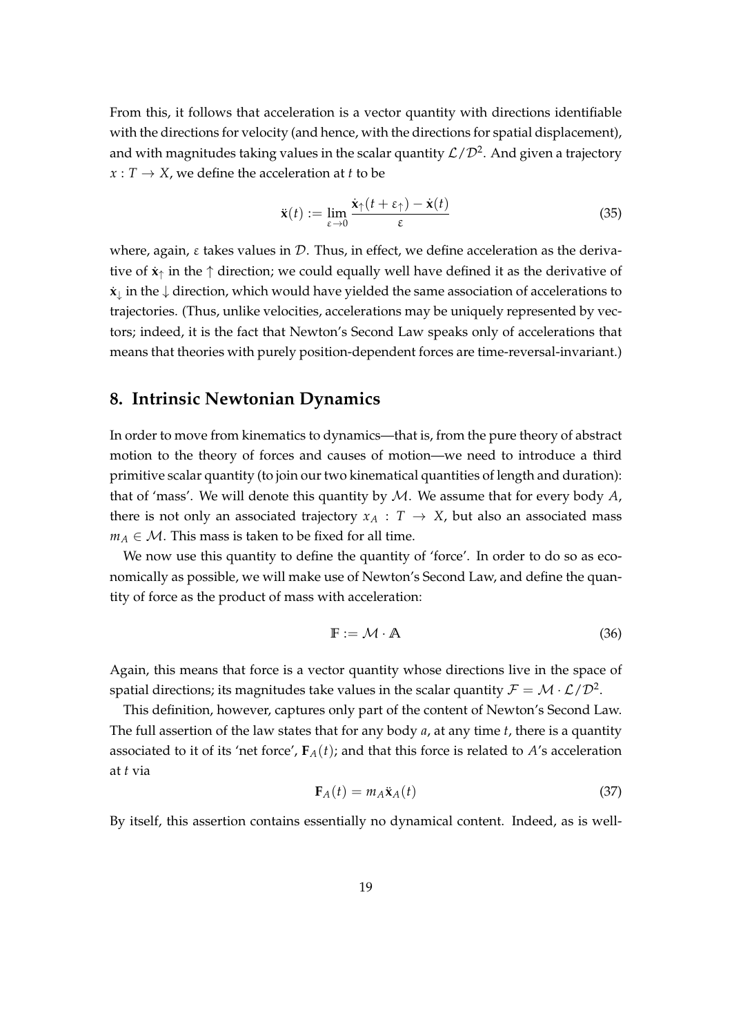From this, it follows that acceleration is a vector quantity with directions identifiable with the directions for velocity (and hence, with the directions for spatial displacement), and with magnitudes taking values in the scalar quantity $\mathcal{L}/\mathcal{D}^2$. And given a trajectory $x : T \to X$, we define the acceleration at $t$ to be

$$\ddot{\mathbf{x}}(t) := \lim_{\varepsilon \to 0} \frac{\dot{\mathbf{x}}_{\uparrow}(t + \varepsilon_{\uparrow}) - \dot{\mathbf{x}}(t)}{\varepsilon} \tag{35}$$

where, again, $\varepsilon$ takes values in $\mathcal{D}$. Thus, in effect, we define acceleration as the derivative of $\dot{\mathbf{x}}_{\uparrow}$ in the $\uparrow$ direction; we could equally well have defined it as the derivative of $\dot{\mathbf{x}}_{\downarrow}$ in the $\downarrow$ direction, which would have yielded the same association of accelerations to trajectories. (Thus, unlike velocities, accelerations may be uniquely represented by vectors; indeed, it is the fact that Newton's Second Law speaks only of accelerations that means that theories with purely position-dependent forces are time-reversal-invariant.)

## 8. Intrinsic Newtonian Dynamics

In order to move from kinematics to dynamics—that is, from the pure theory of abstract motion to the theory of forces and causes of motion—we need to introduce a third primitive scalar quantity (to join our two kinematical quantities of length and duration): that of 'mass'. We will denote this quantity by $\mathcal{M}$. We assume that for every body $A$, there is not only an associated trajectory $x_A : T \to X$, but also an associated mass $m_A \in \mathcal{M}$. This mass is taken to be fixed for all time.

We now use this quantity to define the quantity of 'force'. In order to do so as economically as possible, we will make use of Newton's Second Law, and define the quantity of force as the product of mass with acceleration:

$$\mathbb{F} := \mathcal{M} \cdot \mathbb{A} \tag{36}$$

Again, this means that force is a vector quantity whose directions live in the space of spatial directions; its magnitudes take values in the scalar quantity $\mathcal{F} = \mathcal{M} \cdot \mathcal{L}/\mathcal{D}^2$.

This definition, however, captures only part of the content of Newton's Second Law. The full assertion of the law states that for any body $a$, at any time $t$, there is a quantity associated to it of its 'net force', $\mathbf{F}_A(t)$; and that this force is related to $A$'s acceleration at $t$ via

$$\mathbf{F}_A(t) = m_A \ddot{\mathbf{x}}_A(t) \tag{37}$$

By itself, this assertion contains essentially no dynamical content. Indeed, as is well-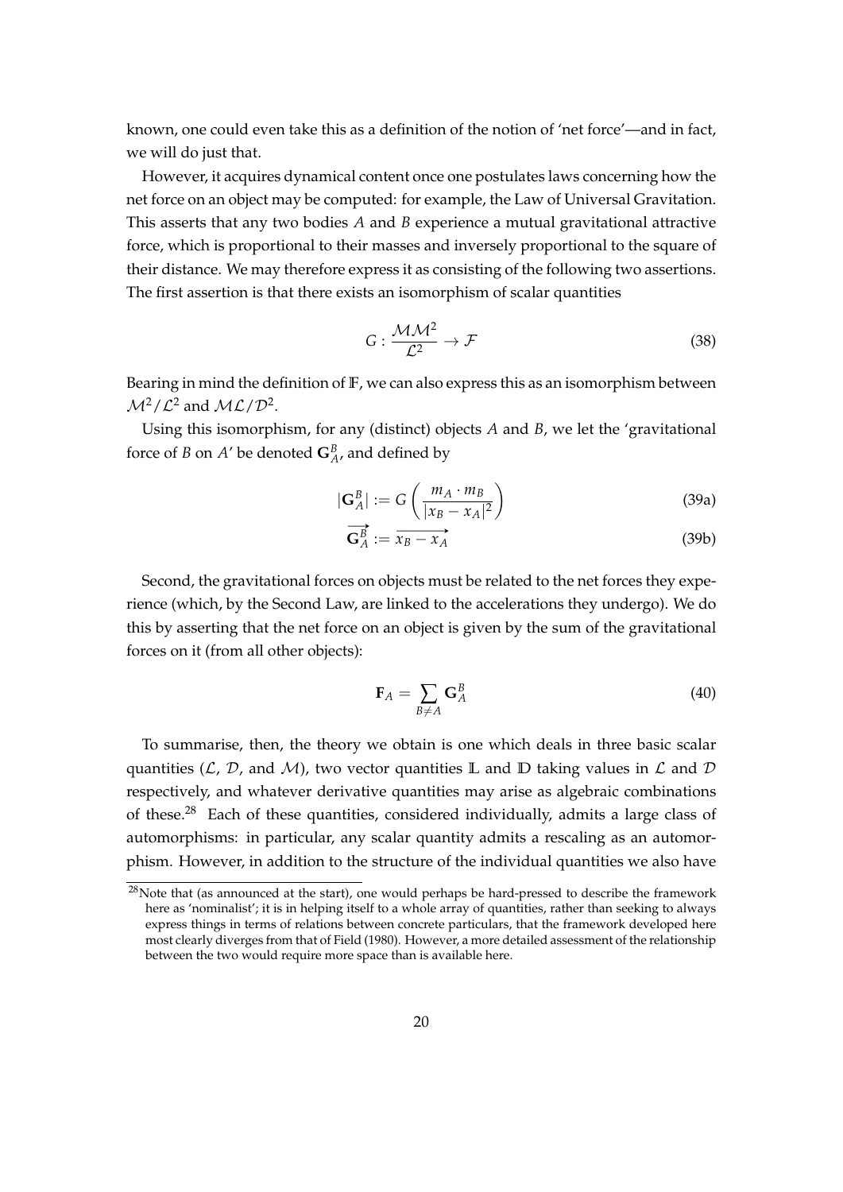known, one could even take this as a definition of the notion of 'net force'—and in fact, we will do just that.

However, it acquires dynamical content once one postulates laws concerning how the net force on an object may be computed: for example, the Law of Universal Gravitation. This asserts that any two bodies $A$ and $B$ experience a mutual gravitational attractive force, which is proportional to their masses and inversely proportional to the square of their distance. We may therefore express it as consisting of the following two assertions. The first assertion is that there exists an isomorphism of scalar quantities

$$G : \frac{\mathcal{M}\mathcal{M}^2}{\mathcal{L}^2} \to \mathcal{F} \tag{38}$$

Bearing in mind the definition of $\mathbb{F}$, we can also express this as an isomorphism between $\mathcal{M}^2/\mathcal{L}^2$ and $\mathcal{M}\mathcal{L}/\mathcal{D}^2$.

Using this isomorphism, for any (distinct) objects $A$ and $B$, we let the 'gravitational force of $B$ on $A$' be denoted $\mathbf{G}_A^B$, and defined by

$$|\mathbf{G}_A^B| := G\left(\frac{m_A \cdot m_B}{|x_B - x_A|^2}\right) \tag{39a}$$

$$\overrightarrow{\mathbf{G}_A^B} := \overrightarrow{x_B - x_A} \tag{39b}$$

Second, the gravitational forces on objects must be related to the net forces they experience (which, by the Second Law, are linked to the accelerations they undergo). We do this by asserting that the net force on an object is given by the sum of the gravitational forces on it (from all other objects):

$$\mathbf{F}_A = \sum_{B \neq A} \mathbf{G}_A^B \tag{40}$$

To summarise, then, the theory we obtain is one which deals in three basic scalar quantities ($\mathcal{L}$, $\mathcal{D}$, and $\mathcal{M}$), two vector quantities $\mathbb{L}$ and $\mathbb{D}$ taking values in $\mathcal{L}$ and $\mathcal{D}$ respectively, and whatever derivative quantities may arise as algebraic combinations of these.[28] Each of these quantities, considered individually, admits a large class of automorphisms: in particular, any scalar quantity admits a rescaling as an automorphism. However, in addition to the structure of the individual quantities we also have

[28]Note that (as announced at the start), one would perhaps be hard-pressed to describe the framework here as 'nominalist'; it is in helping itself to a whole array of quantities, rather than seeking to always express things in terms of relations between concrete particulars, that the framework developed here most clearly diverges from that of Field (1980). However, a more detailed assessment of the relationship between the two would require more space than is available here.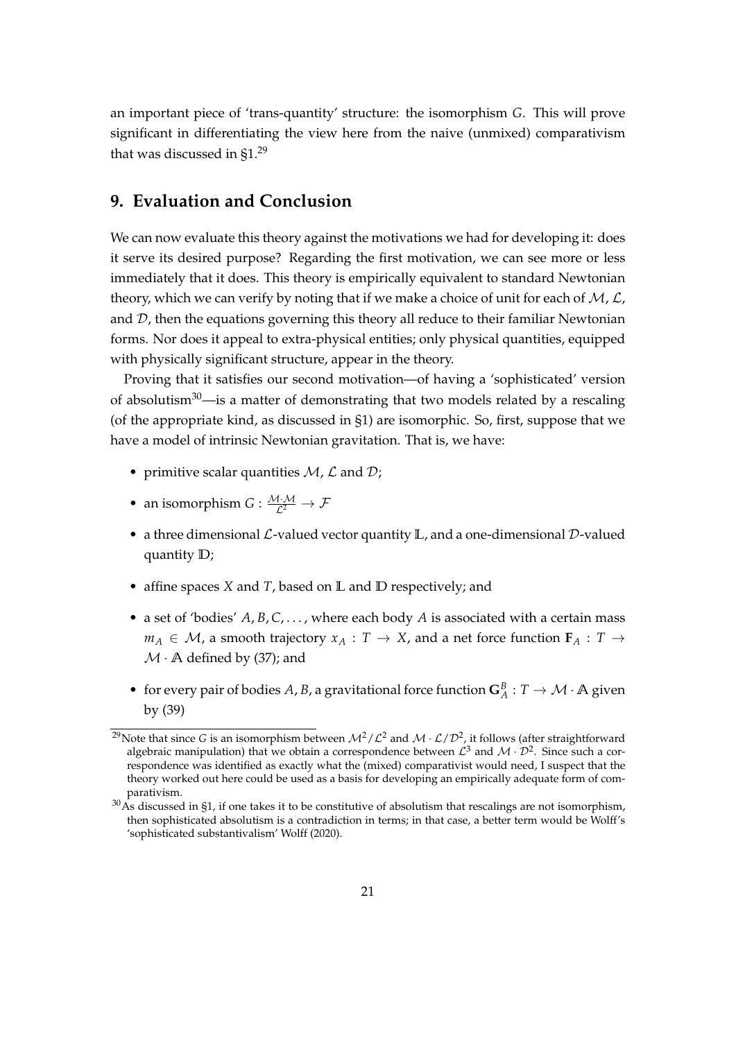an important piece of 'trans-quantity' structure: the isomorphism $G$. This will prove significant in differentiating the view here from the naive (unmixed) comparativism that was discussed in §1.[29]

## 9. Evaluation and Conclusion

We can now evaluate this theory against the motivations we had for developing it: does it serve its desired purpose? Regarding the first motivation, we can see more or less immediately that it does. This theory is empirically equivalent to standard Newtonian theory, which we can verify by noting that if we make a choice of unit for each of $\mathcal{M}$, $\mathcal{L}$, and $\mathcal{D}$, then the equations governing this theory all reduce to their familiar Newtonian forms. Nor does it appeal to extra-physical entities; only physical quantities, equipped with physically significant structure, appear in the theory.

Proving that it satisfies our second motivation—of having a 'sophisticated' version of absolutism[30]—is a matter of demonstrating that two models related by a rescaling (of the appropriate kind, as discussed in §1) are isomorphic. So, first, suppose that we have a model of intrinsic Newtonian gravitation. That is, we have:

- primitive scalar quantities $\mathcal{M}$, $\mathcal{L}$ and $\mathcal{D}$;
- an isomorphism $G : \frac{\mathcal{M} \cdot \mathcal{M}}{\mathcal{L}^2} \to \mathcal{F}$
- a three dimensional $\mathcal{L}$-valued vector quantity $\mathbb{L}$, and a one-dimensional $\mathcal{D}$-valued quantity $\mathbb{D}$;
- affine spaces $X$ and $T$, based on $\mathbb{L}$ and $\mathbb{D}$ respectively; and
- a set of 'bodies' $A, B, C, \ldots$, where each body $A$ is associated with a certain mass $m_A \in \mathcal{M}$, a smooth trajectory $x_A : T \to X$, and a net force function $\mathbf{F}_A : T \to \mathcal{M} \cdot \mathbb{A}$ defined by (37); and
- for every pair of bodies $A, B$, a gravitational force function $\mathbf{G}_A^B : T \to \mathcal{M} \cdot \mathbb{A}$ given by (39)

---

[29] Note that since $G$ is an isomorphism between $\mathcal{M}^2/\mathcal{L}^2$ and $\mathcal{M} \cdot \mathcal{L}/\mathcal{D}^2$, it follows (after straightforward algebraic manipulation) that we obtain a correspondence between $\mathcal{L}^3$ and $\mathcal{M} \cdot \mathcal{D}^2$. Since such a correspondence was identified as exactly what the (mixed) comparativist would need, I suspect that the theory worked out here could be used as a basis for developing an empirically adequate form of comparativism.

[30] As discussed in §1, if one takes it to be constitutive of absolutism that rescalings are not isomorphism, then sophisticated absolutism is a contradiction in terms; in that case, a better term would be Wolff's 'sophisticated substantivalism' Wolff (2020).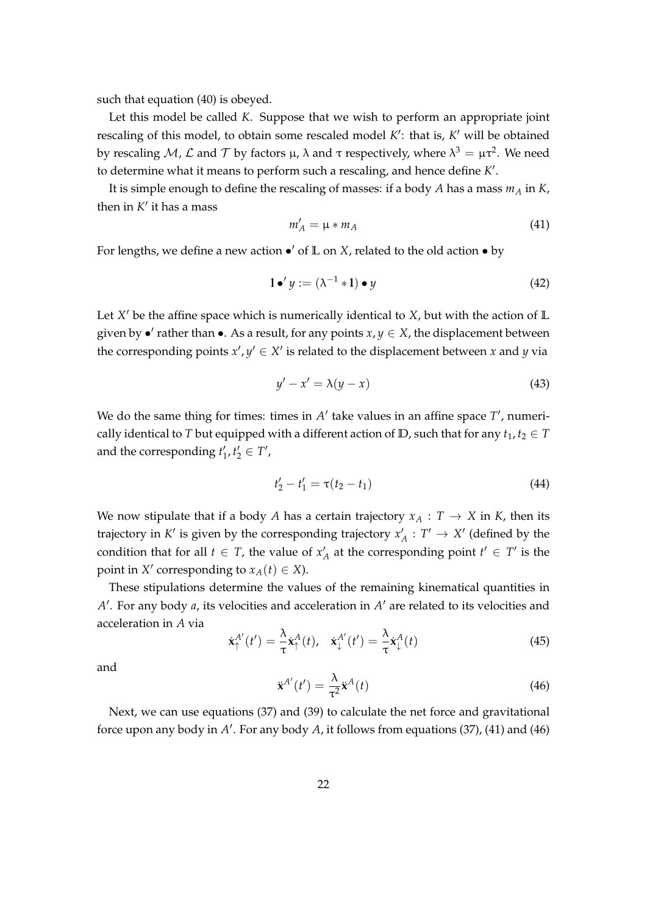such that equation (40) is obeyed.

Let this model be called $K$. Suppose that we wish to perform an appropriate joint rescaling of this model, to obtain some rescaled model $K'$: that is, $K'$ will be obtained by rescaling $\mathcal{M}$, $\mathcal{L}$ and $\mathcal{T}$ by factors $\mu$, $\lambda$ and $\tau$ respectively, where $\lambda^3 = \mu\tau^2$. We need to determine what it means to perform such a rescaling, and hence define $K'$.

It is simple enough to define the rescaling of masses: if a body $A$ has a mass $m_A$ in $K$, then in $K'$ it has a mass

$$m'_A = \mu * m_A \tag{41}$$

For lengths, we define a new action $\bullet'$ of $\mathbb{L}$ on $X$, related to the old action $\bullet$ by

$$\mathbf{1} \bullet' y := (\lambda^{-1} * \mathbf{1}) \bullet y \tag{42}$$

Let $X'$ be the affine space which is numerically identical to $X$, but with the action of $\mathbb{L}$ given by $\bullet'$ rather than $\bullet$. As a result, for any points $x, y \in X$, the displacement between the corresponding points $x', y' \in X'$ is related to the displacement between $x$ and $y$ via

$$y' - x' = \lambda(y - x) \tag{43}$$

We do the same thing for times: times in $A'$ take values in an affine space $T'$, numerically identical to $T$ but equipped with a different action of $\mathbb{D}$, such that for any $t_1, t_2 \in T$ and the corresponding $t'_1, t'_2 \in T'$,

$$t'_2 - t'_1 = \tau(t_2 - t_1) \tag{44}$$

We now stipulate that if a body $A$ has a certain trajectory $x_A : T \to X$ in $K$, then its trajectory in $K'$ is given by the corresponding trajectory $x'_A : T' \to X'$ (defined by the condition that for all $t \in T$, the value of $x'_A$ at the corresponding point $t' \in T'$ is the point in $X'$ corresponding to $x_A(t) \in X$).

These stipulations determine the values of the remaining kinematical quantities in $A'$. For any body $a$, its velocities and acceleration in $A'$ are related to its velocities and acceleration in $A$ via

$$\dot{\mathbf{x}}_{\uparrow}^{A'}(t') = \frac{\lambda}{\tau}\dot{\mathbf{x}}_{\uparrow}^{A}(t), \quad \dot{\mathbf{x}}_{\downarrow}^{A'}(t') = \frac{\lambda}{\tau}\dot{\mathbf{x}}_{\downarrow}^{A}(t) \tag{45}$$

and

$$\ddot{\mathbf{x}}^{A'}(t') = \frac{\lambda}{\tau^2}\ddot{\mathbf{x}}^{A}(t) \tag{46}$$

Next, we can use equations (37) and (39) to calculate the net force and gravitational force upon any body in $A'$. For any body $A$, it follows from equations (37), (41) and (46)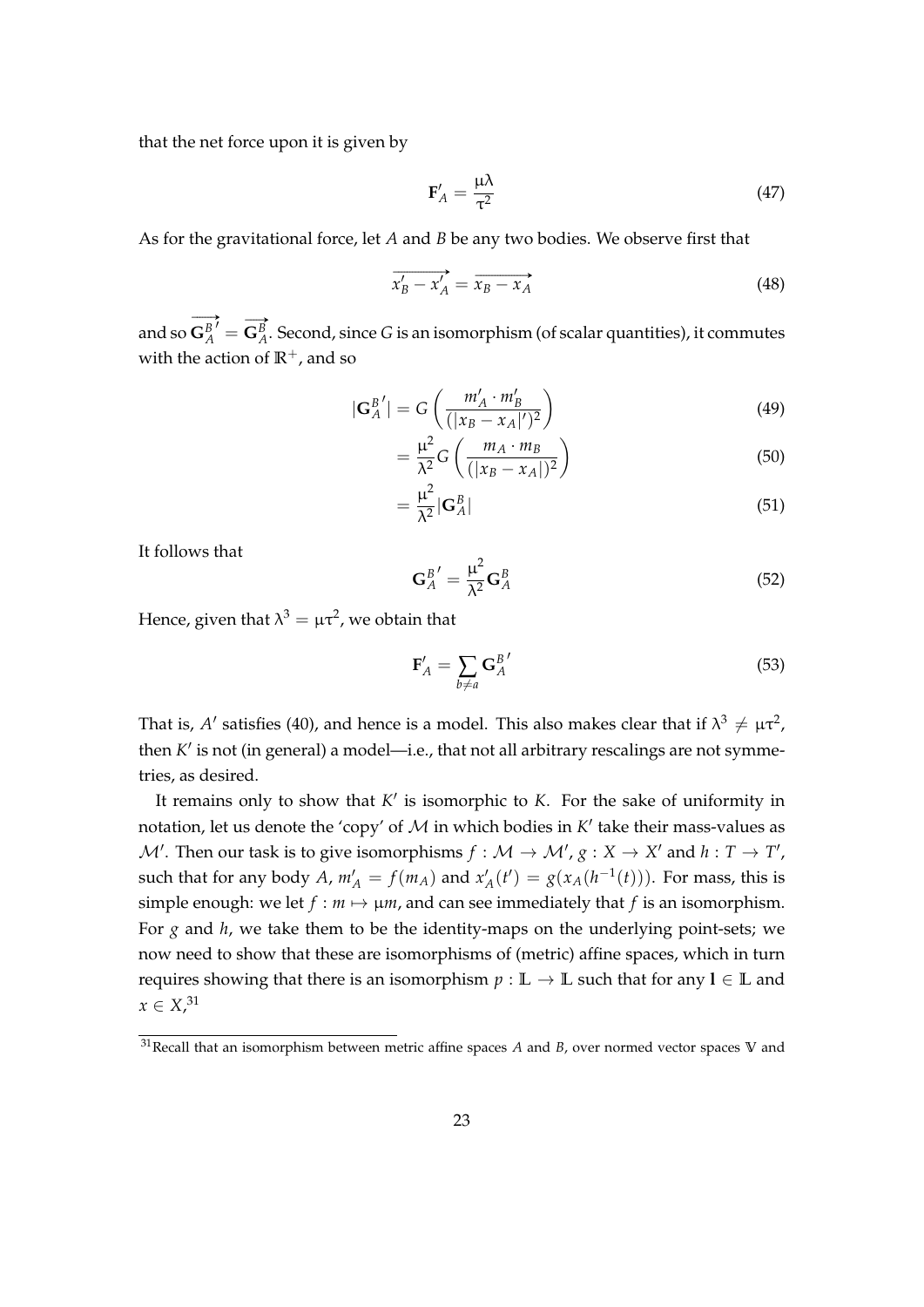that the net force upon it is given by

$$\mathbf{F}'_A = \frac{\mu\lambda}{\tau^2} \tag{47}$$

As for the gravitational force, let $A$ and $B$ be any two bodies. We observe first that

$$\overrightarrow{x'_B - x'_A} = \overrightarrow{x_B - x_A} \tag{48}$$

and so $\overrightarrow{\mathbf{G}^{B}_{A}}' = \overrightarrow{\mathbf{G}^{B}_{A}}$. Second, since $G$ is an isomorphism (of scalar quantities), it commutes with the action of $\mathbb{R}^+$, and so

$$|\mathbf{G}^{B}_{A}{}'| = G\left(\frac{m'_A \cdot m'_B}{(|x_B - x_A|')^2}\right) \tag{49}$$

$$= \frac{\mu^2}{\lambda^2} G\left(\frac{m_A \cdot m_B}{(|x_B - x_A|)^2}\right) \tag{50}$$

$$= \frac{\mu^2}{\lambda^2}|\mathbf{G}^{B}_{A}| \tag{51}$$

It follows that

$$\mathbf{G}^{B}_{A}{}' = \frac{\mu^2}{\lambda^2}\mathbf{G}^{B}_{A} \tag{52}$$

Hence, given that $\lambda^3 = \mu\tau^2$, we obtain that

$$\mathbf{F}'_A = \sum_{b \neq a} \mathbf{G}^{B}_{A}{}' \tag{53}$$

That is, $A'$ satisfies (40), and hence is a model. This also makes clear that if $\lambda^3 \neq \mu\tau^2$, then $K'$ is not (in general) a model—i.e., that not all arbitrary rescalings are not symmetries, as desired.

It remains only to show that $K'$ is isomorphic to $K$. For the sake of uniformity in notation, let us denote the 'copy' of $\mathcal{M}$ in which bodies in $K'$ take their mass-values as $\mathcal{M}'$. Then our task is to give isomorphisms $f : \mathcal{M} \to \mathcal{M}'$, $g : X \to X'$ and $h : T \to T'$, such that for any body $A$, $m'_A = f(m_A)$ and $x'_A(t') = g(x_A(h^{-1}(t)))$. For mass, this is simple enough: we let $f : m \mapsto \mu m$, and can see immediately that $f$ is an isomorphism. For $g$ and $h$, we take them to be the identity-maps on the underlying point-sets; we now need to show that these are isomorphisms of (metric) affine spaces, which in turn requires showing that there is an isomorphism $p : \mathbb{L} \to \mathbb{L}$ such that for any $\mathbf{l} \in \mathbb{L}$ and $x \in X$,[31]

[31] Recall that an isomorphism between metric affine spaces $A$ and $B$, over normed vector spaces $\mathbb{V}$ and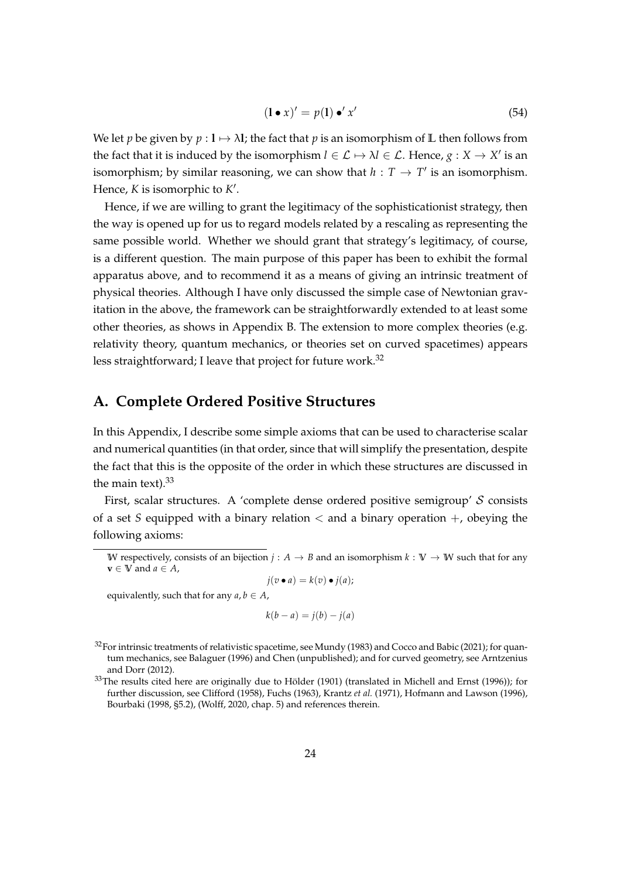$$(\mathbf{l} \bullet x)' = p(\mathbf{l}) \bullet' x' \tag{54}$$

We let $p$ be given by $p : \mathbf{l} \mapsto \lambda\mathbf{l}$; the fact that $p$ is an isomorphism of $\mathbb{L}$ then follows from the fact that it is induced by the isomorphism $l \in \mathcal{L} \mapsto \lambda l \in \mathcal{L}$. Hence, $g : X \to X'$ is an isomorphism; by similar reasoning, we can show that $h : T \to T'$ is an isomorphism. Hence, $K$ is isomorphic to $K'$.

Hence, if we are willing to grant the legitimacy of the sophisticationist strategy, then the way is opened up for us to regard models related by a rescaling as representing the same possible world. Whether we should grant that strategy's legitimacy, of course, is a different question. The main purpose of this paper has been to exhibit the formal apparatus above, and to recommend it as a means of giving an intrinsic treatment of physical theories. Although I have only discussed the simple case of Newtonian gravitation in the above, the framework can be straightforwardly extended to at least some other theories, as shows in Appendix B. The extension to more complex theories (e.g. relativity theory, quantum mechanics, or theories set on curved spacetimes) appears less straightforward; I leave that project for future work.[32]

## A. Complete Ordered Positive Structures

In this Appendix, I describe some simple axioms that can be used to characterise scalar and numerical quantities (in that order, since that will simplify the presentation, despite the fact that this is the opposite of the order in which these structures are discussed in the main text).[33]

First, scalar structures. A 'complete dense ordered positive semigroup' $\mathcal{S}$ consists of a set $S$ equipped with a binary relation $<$ and a binary operation $+$, obeying the following axioms:

---

$\mathbb{W}$ respectively, consists of an bijection $j : A \to B$ and an isomorphism $k : \mathbb{V} \to \mathbb{W}$ such that for any $\mathbf{v} \in \mathbb{V}$ and $a \in A$,

$$j(v \bullet a) = k(v) \bullet j(a);$$

equivalently, such that for any $a, b \in A$,

$$k(b - a) = j(b) - j(a)$$

[32] For intrinsic treatments of relativistic spacetime, see Mundy (1983) and Cocco and Babic (2021); for quantum mechanics, see Balaguer (1996) and Chen (unpublished); and for curved geometry, see Arntzenius and Dorr (2012).

[33] The results cited here are originally due to Hölder (1901) (translated in Michell and Ernst (1996)); for further discussion, see Clifford (1958), Fuchs (1963), Krantz *et al.* (1971), Hofmann and Lawson (1996), Bourbaki (1998, §5.2), (Wolff, 2020, chap. 5) and references therein.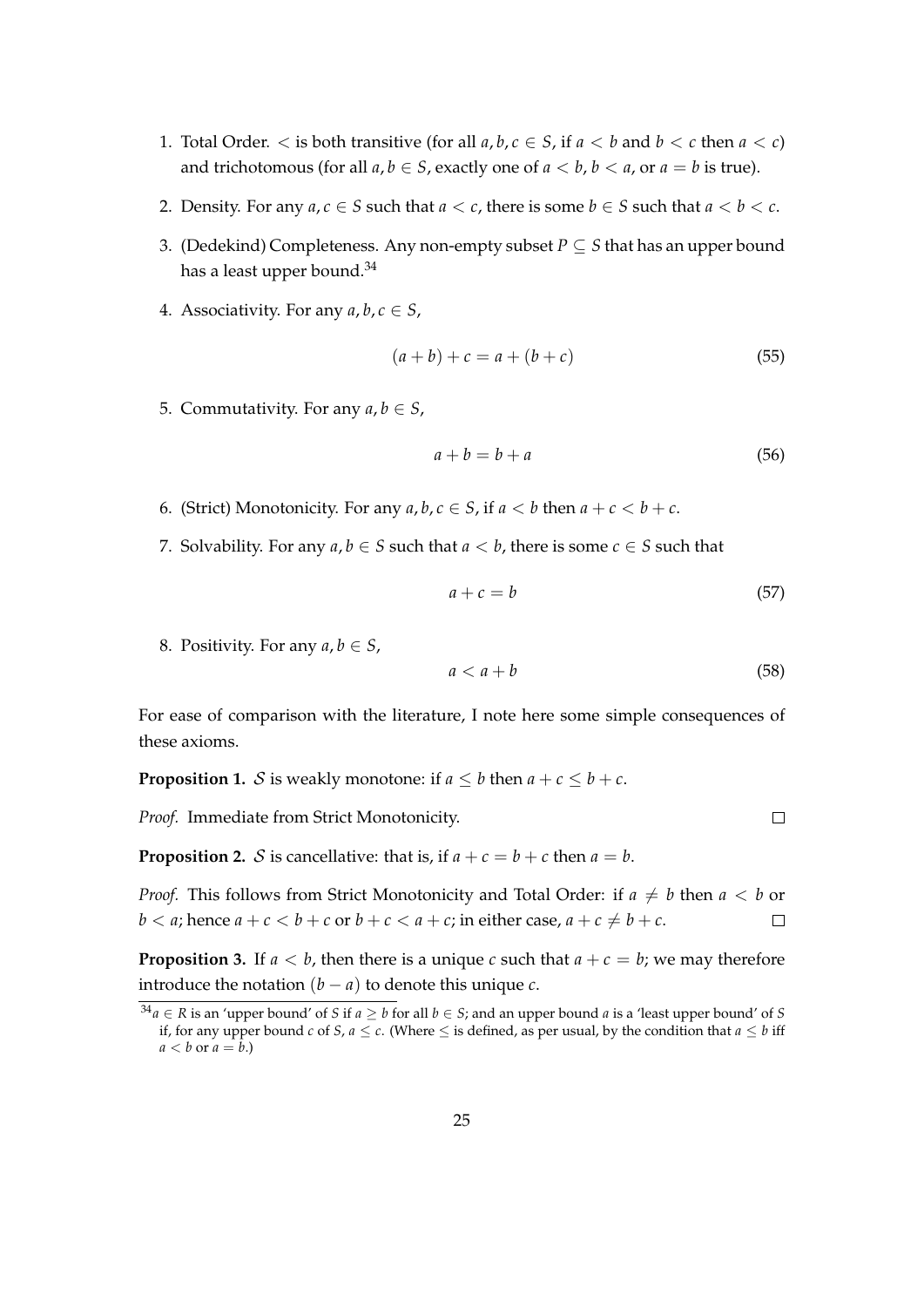1. Total Order. $<$ is both transitive (for all $a, b, c \in S$, if $a < b$ and $b < c$ then $a < c$) and trichotomous (for all $a, b \in S$, exactly one of $a < b$, $b < a$, or $a = b$ is true).

2. Density. For any $a, c \in S$ such that $a < c$, there is some $b \in S$ such that $a < b < c$.

3. (Dedekind) Completeness. Any non-empty subset $P \subseteq S$ that has an upper bound has a least upper bound.[34]

4. Associativity. For any $a, b, c \in S$,
$$(a + b) + c = a + (b + c) \tag{55}$$

5. Commutativity. For any $a, b \in S$,
$$a + b = b + a \tag{56}$$

6. (Strict) Monotonicity. For any $a, b, c \in S$, if $a < b$ then $a + c < b + c$.

7. Solvability. For any $a, b \in S$ such that $a < b$, there is some $c \in S$ such that
$$a + c = b \tag{57}$$

8. Positivity. For any $a, b \in S$,
$$a < a + b \tag{58}$$

For ease of comparison with the literature, I note here some simple consequences of these axioms.

**Proposition 1.** $\mathcal{S}$ is weakly monotone: if $a \leq b$ then $a + c \leq b + c$.

*Proof.* Immediate from Strict Monotonicity. □

**Proposition 2.** $\mathcal{S}$ is cancellative: that is, if $a + c = b + c$ then $a = b$.

*Proof.* This follows from Strict Monotonicity and Total Order: if $a \neq b$ then $a < b$ or $b < a$; hence $a + c < b + c$ or $b + c < a + c$; in either case, $a + c \neq b + c$. □

**Proposition 3.** If $a < b$, then there is a unique $c$ such that $a + c = b$; we may therefore introduce the notation $(b - a)$ to denote this unique $c$.

[34] $a \in R$ is an 'upper bound' of $S$ if $a \geq b$ for all $b \in S$; and an upper bound $a$ is a 'least upper bound' of $S$ if, for any upper bound $c$ of $S$, $a \leq c$. (Where $\leq$ is defined, as per usual, by the condition that $a \leq b$ iff $a < b$ or $a = b$.)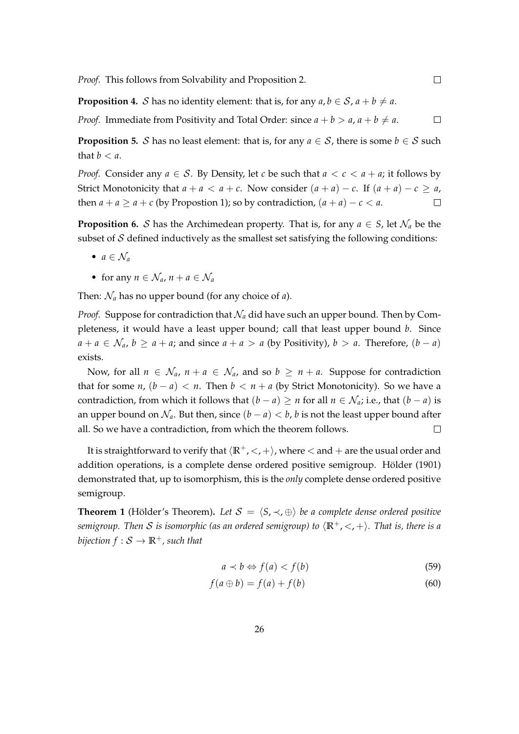*Proof.* This follows from Solvability and Proposition 2. □

**Proposition 4.** $\mathcal{S}$ has no identity element: that is, for any $a, b \in \mathcal{S}$, $a + b \neq a$.

*Proof.* Immediate from Positivity and Total Order: since $a + b > a$, $a + b \neq a$. □

**Proposition 5.** $\mathcal{S}$ has no least element: that is, for any $a \in \mathcal{S}$, there is some $b \in \mathcal{S}$ such that $b < a$.

*Proof.* Consider any $a \in \mathcal{S}$. By Density, let $c$ be such that $a < c < a + a$; it follows by Strict Monotonicity that $a + a < a + c$. Now consider $(a + a) - c$. If $(a + a) - c \geq a$, then $a + a \geq a + c$ (by Propostion 1); so by contradiction, $(a + a) - c < a$. □

**Proposition 6.** $\mathcal{S}$ has the Archimedean property. That is, for any $a \in S$, let $\mathcal{N}_a$ be the subset of $\mathcal{S}$ defined inductively as the smallest set satisfying the following conditions:

- $a \in \mathcal{N}_a$
- for any $n \in \mathcal{N}_a$, $n + a \in \mathcal{N}_a$

Then: $\mathcal{N}_a$ has no upper bound (for any choice of $a$).

*Proof.* Suppose for contradiction that $\mathcal{N}_a$ did have such an upper bound. Then by Completeness, it would have a least upper bound; call that least upper bound $b$. Since $a + a \in \mathcal{N}_a$, $b \geq a + a$; and since $a + a > a$ (by Positivity), $b > a$. Therefore, $(b - a)$ exists.

Now, for all $n \in \mathcal{N}_a$, $n + a \in \mathcal{N}_a$, and so $b \geq n + a$. Suppose for contradiction that for some $n$, $(b - a) < n$. Then $b < n + a$ (by Strict Monotonicity). So we have a contradiction, from which it follows that $(b - a) \geq n$ for all $n \in \mathcal{N}_a$; i.e., that $(b - a)$ is an upper bound on $\mathcal{N}_a$. But then, since $(b - a) < b$, $b$ is not the least upper bound after all. So we have a contradiction, from which the theorem follows. □

It is straightforward to verify that $\langle \mathbb{R}^+, <, + \rangle$, where $<$ and $+$ are the usual order and addition operations, is a complete dense ordered positive semigroup. Hölder (1901) demonstrated that, up to isomorphism, this is the *only* complete dense ordered positive semigroup.

**Theorem 1** (Hölder's Theorem)**.** *Let $\mathcal{S} = \langle S, \prec, \oplus \rangle$ be a complete dense ordered positive semigroup. Then $\mathcal{S}$ is isomorphic (as an ordered semigroup) to $\langle \mathbb{R}^+, <, + \rangle$. That is, there is a bijection $f : \mathcal{S} \to \mathbb{R}^+$, such that*

$$a \prec b \Leftrightarrow f(a) < f(b) \tag{59}$$

$$f(a \oplus b) = f(a) + f(b) \tag{60}$$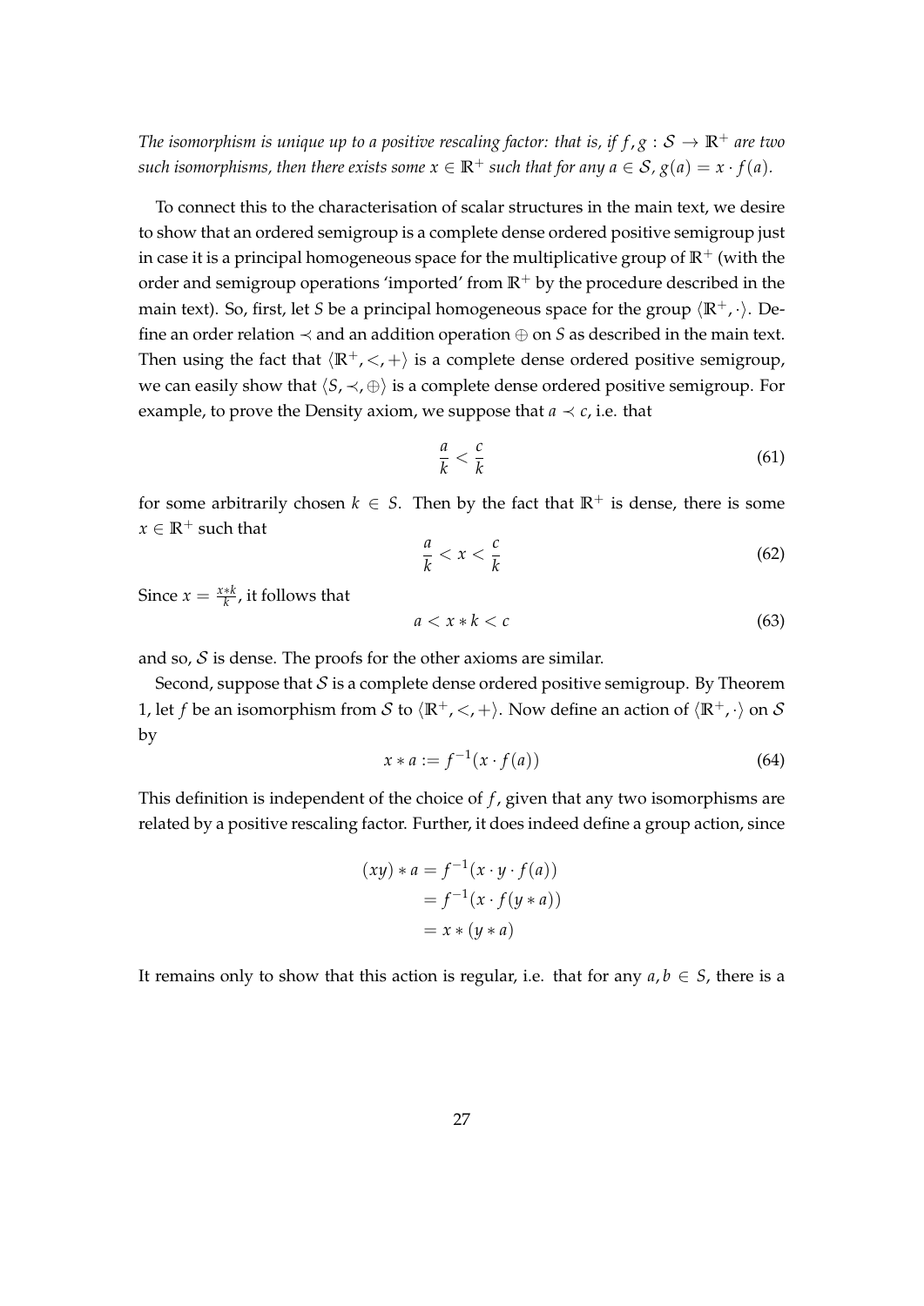*The isomorphism is unique up to a positive rescaling factor: that is, if $f, g : \mathcal{S} \to \mathbb{R}^+$ are two such isomorphisms, then there exists some $x \in \mathbb{R}^+$ such that for any $a \in \mathcal{S}$, $g(a) = x \cdot f(a)$.*

To connect this to the characterisation of scalar structures in the main text, we desire to show that an ordered semigroup is a complete dense ordered positive semigroup just in case it is a principal homogeneous space for the multiplicative group of $\mathbb{R}^+$ (with the order and semigroup operations 'imported' from $\mathbb{R}^+$ by the procedure described in the main text). So, first, let $S$ be a principal homogeneous space for the group $\langle \mathbb{R}^+, \cdot \rangle$. Define an order relation $\prec$ and an addition operation $\oplus$ on $S$ as described in the main text. Then using the fact that $\langle \mathbb{R}^+, <, + \rangle$ is a complete dense ordered positive semigroup, we can easily show that $\langle S, \prec, \oplus \rangle$ is a complete dense ordered positive semigroup. For example, to prove the Density axiom, we suppose that $a \prec c$, i.e. that

$$\frac{a}{k} < \frac{c}{k} \tag{61}$$

for some arbitrarily chosen $k \in S$. Then by the fact that $\mathbb{R}^+$ is dense, there is some $x \in \mathbb{R}^+$ such that

$$\frac{a}{k} < x < \frac{c}{k} \tag{62}$$

Since $x = \frac{x*k}{k}$, it follows that

$$a < x * k < c \tag{63}$$

and so, $\mathcal{S}$ is dense. The proofs for the other axioms are similar.

Second, suppose that $\mathcal{S}$ is a complete dense ordered positive semigroup. By Theorem 1, let $f$ be an isomorphism from $\mathcal{S}$ to $\langle \mathbb{R}^+, <, + \rangle$. Now define an action of $\langle \mathbb{R}^+, \cdot \rangle$ on $\mathcal{S}$ by

$$x * a := f^{-1}(x \cdot f(a)) \tag{64}$$

This definition is independent of the choice of $f$, given that any two isomorphisms are related by a positive rescaling factor. Further, it does indeed define a group action, since

$$\begin{aligned}
(xy) * a &= f^{-1}(x \cdot y \cdot f(a)) \\
&= f^{-1}(x \cdot f(y * a)) \\
&= x * (y * a)
\end{aligned}$$

It remains only to show that this action is regular, i.e. that for any $a, b \in S$, there is a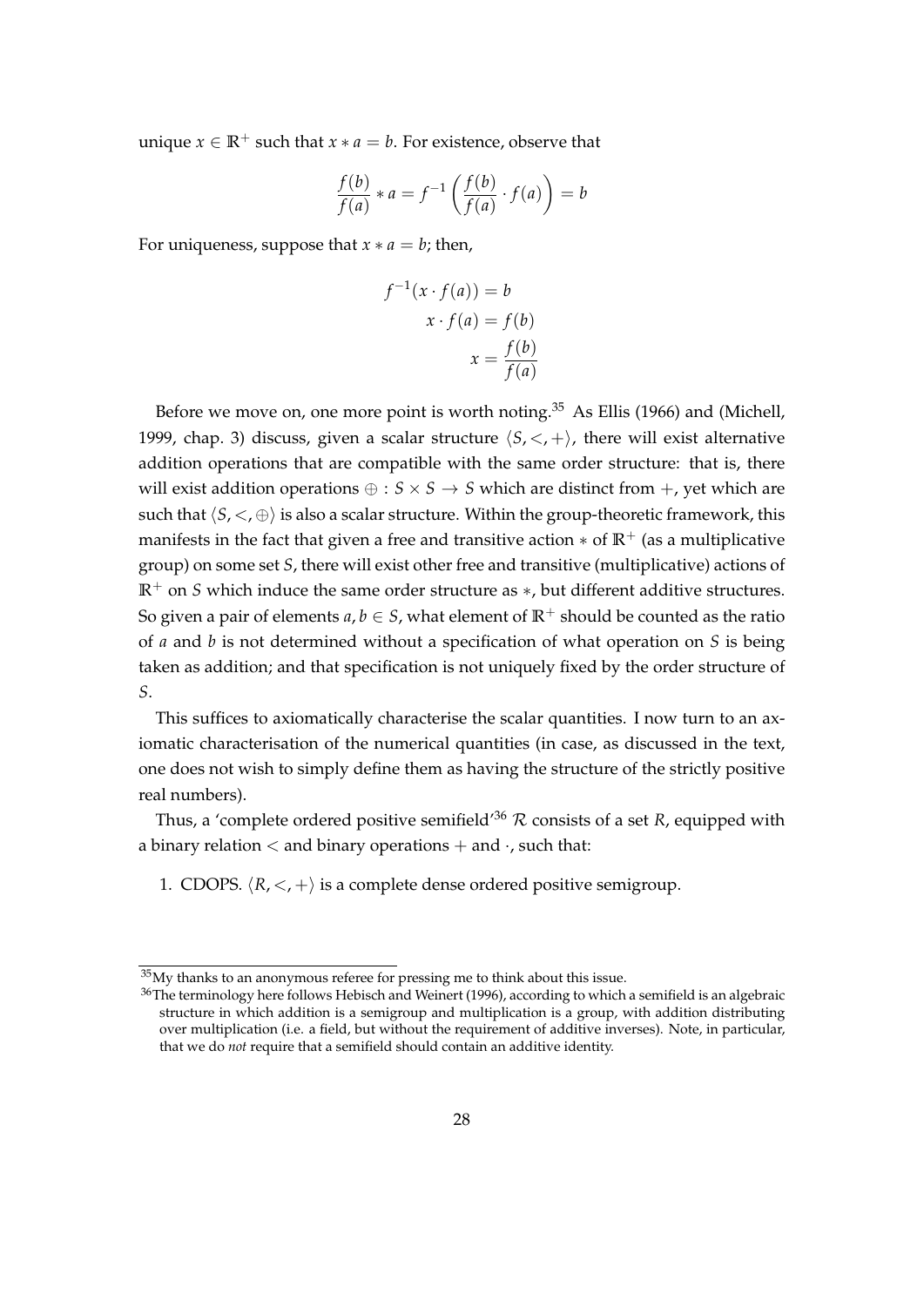unique $x \in \mathbb{R}^+$ such that $x * a = b$. For existence, observe that

$$\frac{f(b)}{f(a)} * a = f^{-1}\left(\frac{f(b)}{f(a)} \cdot f(a)\right) = b$$

For uniqueness, suppose that $x * a = b$; then,

$$\begin{aligned} f^{-1}(x \cdot f(a)) &= b \\ x \cdot f(a) &= f(b) \\ x &= \frac{f(b)}{f(a)} \end{aligned}$$

Before we move on, one more point is worth noting.[35] As Ellis (1966) and (Michell, 1999, chap. 3) discuss, given a scalar structure $\langle S, <, + \rangle$, there will exist alternative addition operations that are compatible with the same order structure: that is, there will exist addition operations $\oplus : S \times S \to S$ which are distinct from $+$, yet which are such that $\langle S, <, \oplus \rangle$ is also a scalar structure. Within the group-theoretic framework, this manifests in the fact that given a free and transitive action $*$ of $\mathbb{R}^+$ (as a multiplicative group) on some set $S$, there will exist other free and transitive (multiplicative) actions of $\mathbb{R}^+$ on $S$ which induce the same order structure as $*$, but different additive structures. So given a pair of elements $a, b \in S$, what element of $\mathbb{R}^+$ should be counted as the ratio of $a$ and $b$ is not determined without a specification of what operation on $S$ is being taken as addition; and that specification is not uniquely fixed by the order structure of $S$.

This suffices to axiomatically characterise the scalar quantities. I now turn to an axiomatic characterisation of the numerical quantities (in case, as discussed in the text, one does not wish to simply define them as having the structure of the strictly positive real numbers).

Thus, a 'complete ordered positive semifield'[36] $\mathcal{R}$ consists of a set $R$, equipped with a binary relation $<$ and binary operations $+$ and $\cdot$, such that:

1. CDOPS. $\langle R, <, + \rangle$ is a complete dense ordered positive semigroup.

---

[35] My thanks to an anonymous referee for pressing me to think about this issue.

[36] The terminology here follows Hebisch and Weinert (1996), according to which a semifield is an algebraic structure in which addition is a semigroup and multiplication is a group, with addition distributing over multiplication (i.e. a field, but without the requirement of additive inverses). Note, in particular, that we do *not* require that a semifield should contain an additive identity.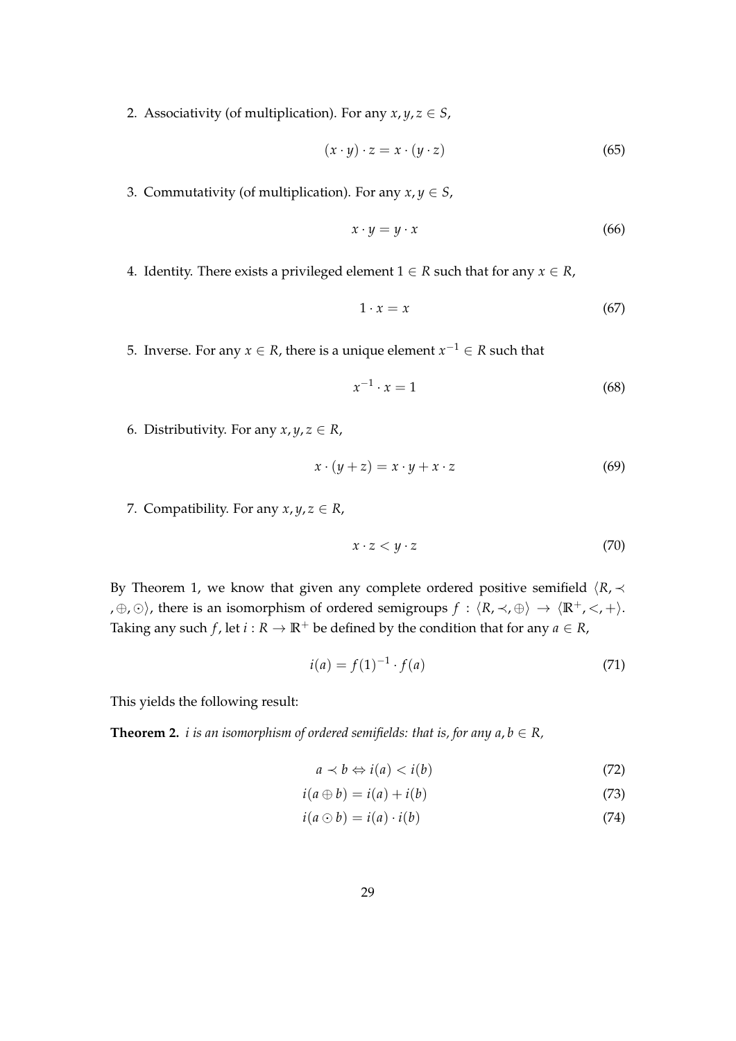2. Associativity (of multiplication). For any $x, y, z \in S$,

$$(x \cdot y) \cdot z = x \cdot (y \cdot z) \tag{65}$$

3. Commutativity (of multiplication). For any $x, y \in S$,

$$x \cdot y = y \cdot x \tag{66}$$

4. Identity. There exists a privileged element $1 \in R$ such that for any $x \in R$,

$$1 \cdot x = x \tag{67}$$

5. Inverse. For any $x \in R$, there is a unique element $x^{-1} \in R$ such that

$$x^{-1} \cdot x = 1 \tag{68}$$

6. Distributivity. For any $x, y, z \in R$,

$$x \cdot (y + z) = x \cdot y + x \cdot z \tag{69}$$

7. Compatibility. For any $x, y, z \in R$,

$$x \cdot z < y \cdot z \tag{70}$$

By Theorem 1, we know that given any complete ordered positive semifield $\langle R, \prec, \oplus, \odot \rangle$, there is an isomorphism of ordered semigroups $f : \langle R, \prec, \oplus \rangle \to \langle \mathbb{R}^+, <, + \rangle$. Taking any such $f$, let $i : R \to \mathbb{R}^+$ be defined by the condition that for any $a \in R$,

$$i(a) = f(1)^{-1} \cdot f(a) \tag{71}$$

This yields the following result:

**Theorem 2.** *$i$ is an isomorphism of ordered semifields: that is, for any $a, b \in R$,*

$$a \prec b \Leftrightarrow i(a) < i(b) \tag{72}$$

$$i(a \oplus b) = i(a) + i(b) \tag{73}$$

$$i(a \odot b) = i(a) \cdot i(b) \tag{74}$$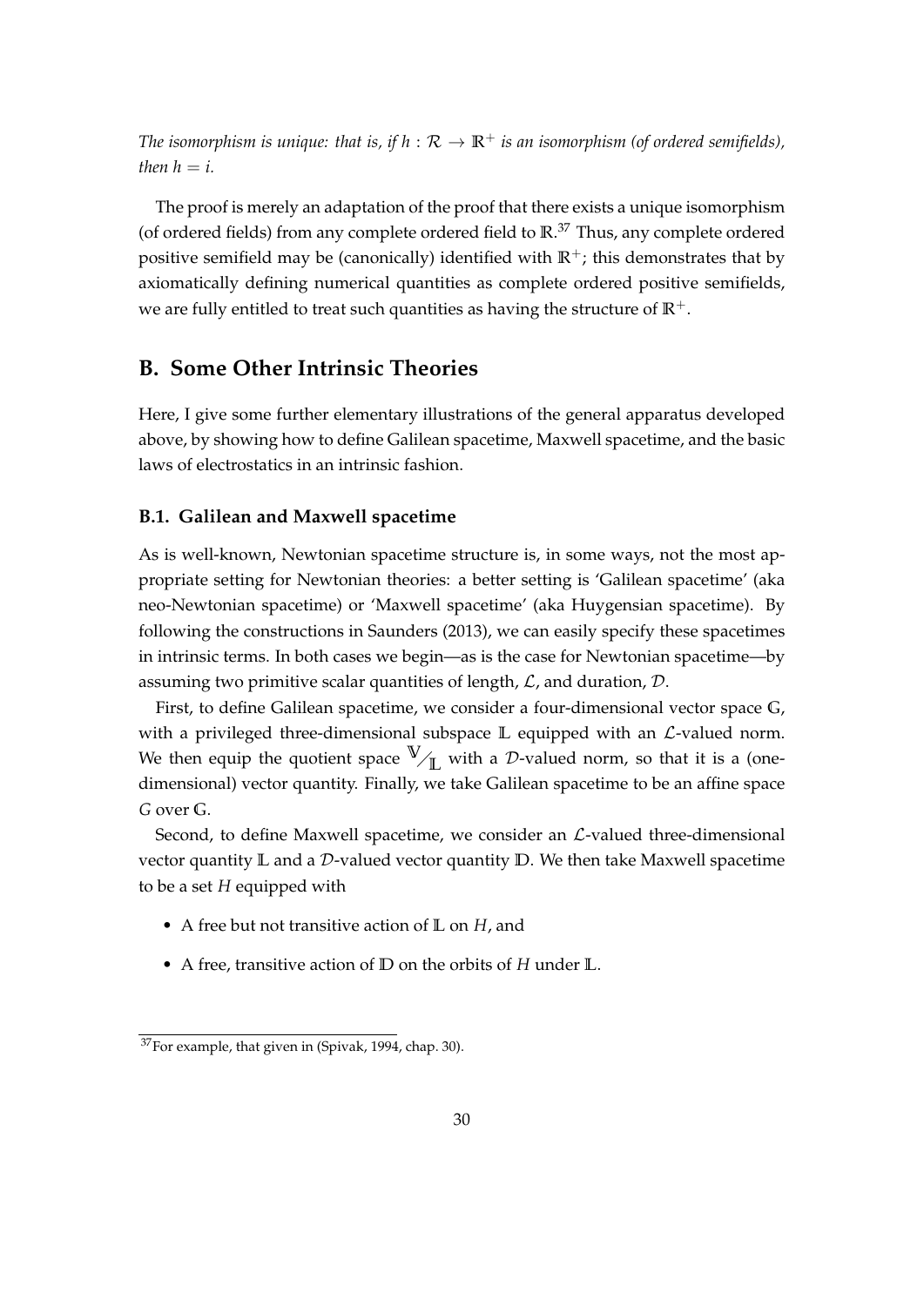*The isomorphism is unique: that is, if $h : \mathcal{R} \to \mathbb{R}^+$ is an isomorphism (of ordered semifields), then $h = i$.*

The proof is merely an adaptation of the proof that there exists a unique isomorphism (of ordered fields) from any complete ordered field to $\mathbb{R}$.[37] Thus, any complete ordered positive semifield may be (canonically) identified with $\mathbb{R}^+$; this demonstrates that by axiomatically defining numerical quantities as complete ordered positive semifields, we are fully entitled to treat such quantities as having the structure of $\mathbb{R}^+$.

## B. Some Other Intrinsic Theories

Here, I give some further elementary illustrations of the general apparatus developed above, by showing how to define Galilean spacetime, Maxwell spacetime, and the basic laws of electrostatics in an intrinsic fashion.

### B.1. Galilean and Maxwell spacetime

As is well-known, Newtonian spacetime structure is, in some ways, not the most appropriate setting for Newtonian theories: a better setting is 'Galilean spacetime' (aka neo-Newtonian spacetime) or 'Maxwell spacetime' (aka Huygensian spacetime). By following the constructions in Saunders (2013), we can easily specify these spacetimes in intrinsic terms. In both cases we begin—as is the case for Newtonian spacetime—by assuming two primitive scalar quantities of length, $\mathcal{L}$, and duration, $\mathcal{D}$.

First, to define Galilean spacetime, we consider a four-dimensional vector space $\mathbb{G}$, with a privileged three-dimensional subspace $\mathbb{L}$ equipped with an $\mathcal{L}$-valued norm. We then equip the quotient space $\mathbb{V}/\mathbb{L}$ with a $\mathcal{D}$-valued norm, so that it is a (one-dimensional) vector quantity. Finally, we take Galilean spacetime to be an affine space $G$ over $\mathbb{G}$.

Second, to define Maxwell spacetime, we consider an $\mathcal{L}$-valued three-dimensional vector quantity $\mathbb{L}$ and a $\mathcal{D}$-valued vector quantity $\mathbb{D}$. We then take Maxwell spacetime to be a set $H$ equipped with

- A free but not transitive action of $\mathbb{L}$ on $H$, and
- A free, transitive action of $\mathbb{D}$ on the orbits of $H$ under $\mathbb{L}$.

[37] For example, that given in (Spivak, 1994, chap. 30).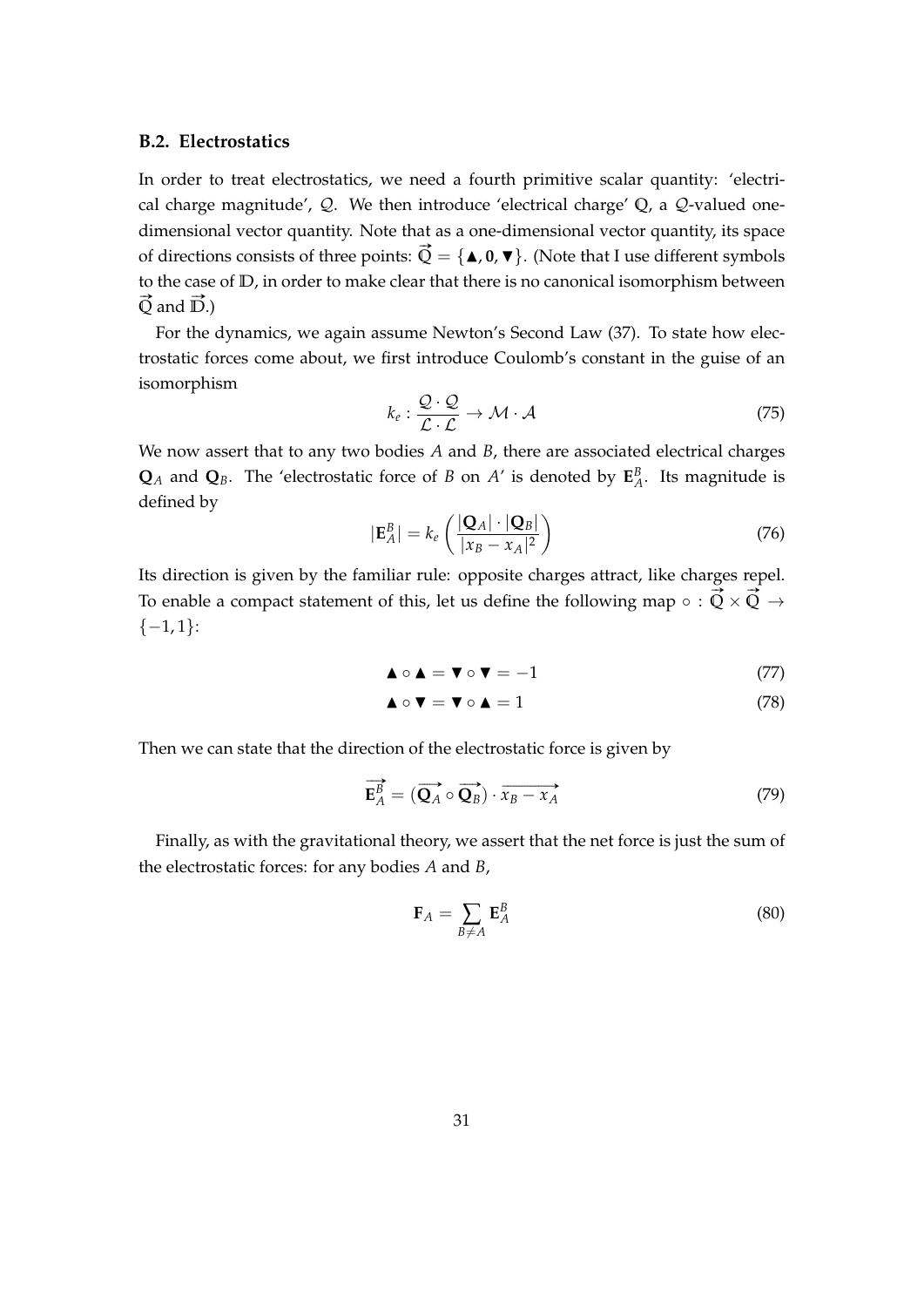### B.2. Electrostatics

In order to treat electrostatics, we need a fourth primitive scalar quantity: 'electrical charge magnitude', $\mathcal{Q}$. We then introduce 'electrical charge' $\mathbb{Q}$, a $\mathcal{Q}$-valued one-dimensional vector quantity. Note that as a one-dimensional vector quantity, its space of directions consists of three points: $\vec{\mathbb{Q}} = \{\blacktriangle, \mathbf{0}, \blacktriangledown\}$. (Note that I use different symbols to the case of $\mathbb{D}$, in order to make clear that there is no canonical isomorphism between $\vec{\mathbb{Q}}$ and $\vec{\mathbb{D}}$.)

For the dynamics, we again assume Newton's Second Law (37). To state how electrostatic forces come about, we first introduce Coulomb's constant in the guise of an isomorphism

$$k_e : \frac{\mathcal{Q} \cdot \mathcal{Q}}{\mathcal{L} \cdot \mathcal{L}} \to \mathcal{M} \cdot \mathcal{A} \tag{75}$$

We now assert that to any two bodies $A$ and $B$, there are associated electrical charges $\mathbf{Q}_A$ and $\mathbf{Q}_B$. The 'electrostatic force of $B$ on $A$' is denoted by $\mathbf{E}_A^B$. Its magnitude is defined by

$$|\mathbf{E}_A^B| = k_e \left( \frac{|\mathbf{Q}_A| \cdot |\mathbf{Q}_B|}{|x_B - x_A|^2} \right) \tag{76}$$

Its direction is given by the familiar rule: opposite charges attract, like charges repel. To enable a compact statement of this, let us define the following map $\circ : \vec{\mathbb{Q}} \times \vec{\mathbb{Q}} \to \{-1, 1\}$:

$$\blacktriangle \circ \blacktriangle = \blacktriangledown \circ \blacktriangledown = -1 \tag{77}$$

$$\blacktriangle \circ \blacktriangledown = \blacktriangledown \circ \blacktriangle = 1 \tag{78}$$

Then we can state that the direction of the electrostatic force is given by

$$\overrightarrow{\mathbf{E}_A^B} = (\overrightarrow{\mathbf{Q}_A} \circ \overrightarrow{\mathbf{Q}_B}) \cdot \overrightarrow{x_B - x_A} \tag{79}$$

Finally, as with the gravitational theory, we assert that the net force is just the sum of the electrostatic forces: for any bodies $A$ and $B$,

$$\mathbf{F}_A = \sum_{B \neq A} \mathbf{E}_A^B \tag{80}$$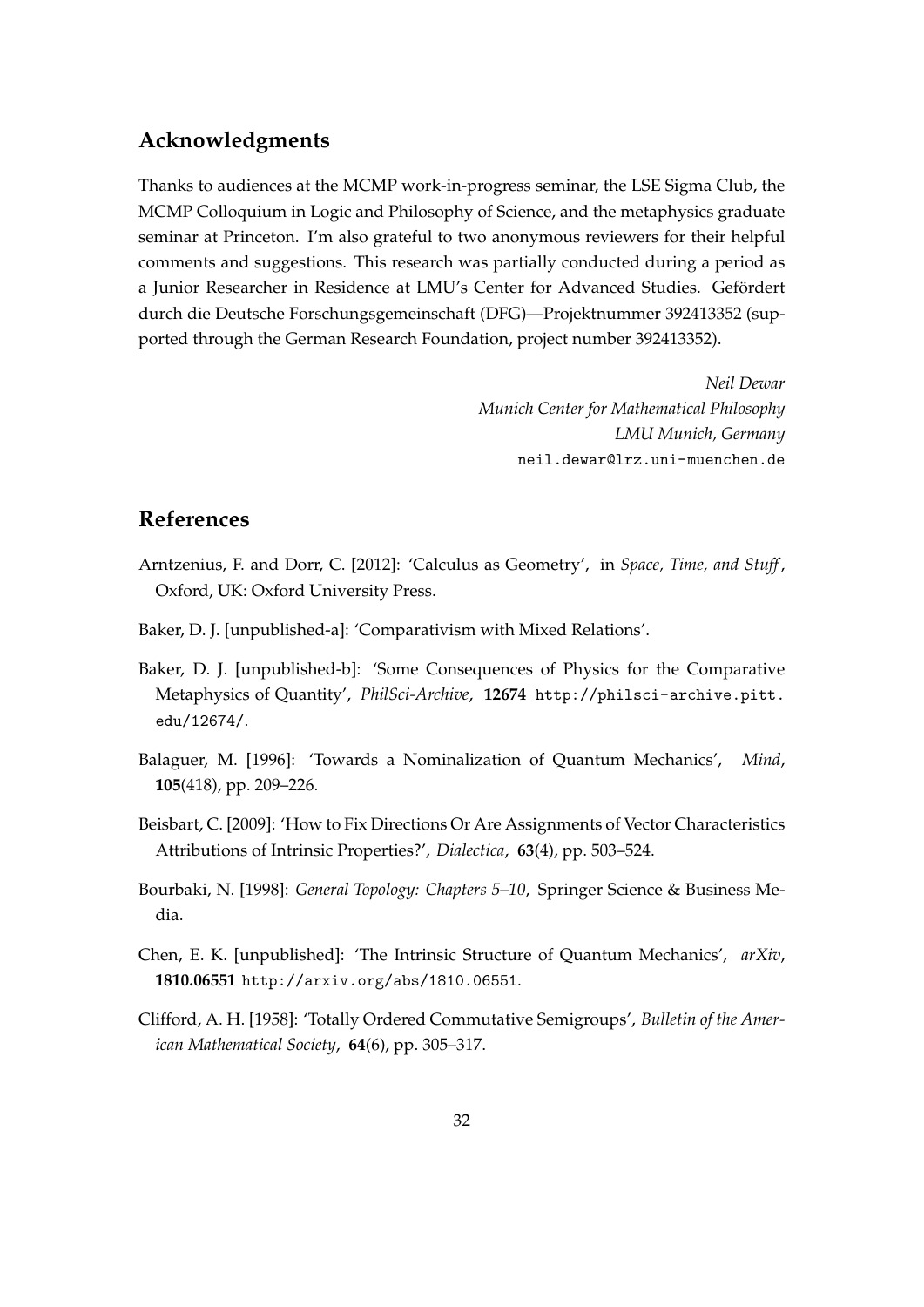## Acknowledgments

Thanks to audiences at the MCMP work-in-progress seminar, the LSE Sigma Club, the MCMP Colloquium in Logic and Philosophy of Science, and the metaphysics graduate seminar at Princeton. I'm also grateful to two anonymous reviewers for their helpful comments and suggestions. This research was partially conducted during a period as a Junior Researcher in Residence at LMU's Center for Advanced Studies. Gefördert durch die Deutsche Forschungsgemeinschaft (DFG)—Projektnummer 392413352 (supported through the German Research Foundation, project number 392413352).

*Neil Dewar*
*Munich Center for Mathematical Philosophy*
*LMU Munich, Germany*
neil.dewar@lrz.uni-muenchen.de

## References

Arntzenius, F. and Dorr, C. [2012]: 'Calculus as Geometry', in *Space, Time, and Stuff*, Oxford, UK: Oxford University Press.

Baker, D. J. [unpublished-a]: 'Comparativism with Mixed Relations'.

Baker, D. J. [unpublished-b]: 'Some Consequences of Physics for the Comparative Metaphysics of Quantity', *PhilSci-Archive*, **12674** http://philsci-archive.pitt.edu/12674/.

Balaguer, M. [1996]: 'Towards a Nominalization of Quantum Mechanics', *Mind*, **105**(418), pp. 209–226.

Beisbart, C. [2009]: 'How to Fix Directions Or Are Assignments of Vector Characteristics Attributions of Intrinsic Properties?', *Dialectica*, **63**(4), pp. 503–524.

Bourbaki, N. [1998]: *General Topology: Chapters 5–10*, Springer Science & Business Media.

Chen, E. K. [unpublished]: 'The Intrinsic Structure of Quantum Mechanics', *arXiv*, **1810.06551** http://arxiv.org/abs/1810.06551.

Clifford, A. H. [1958]: 'Totally Ordered Commutative Semigroups', *Bulletin of the American Mathematical Society*, **64**(6), pp. 305–317.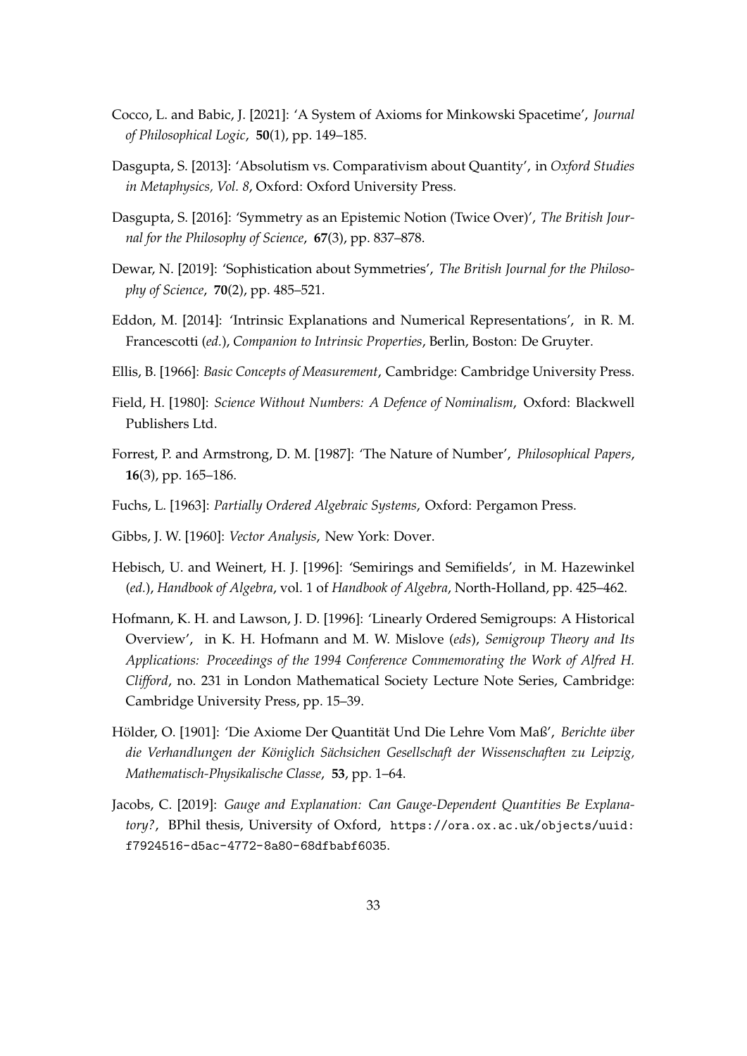Cocco, L. and Babic, J. [2021]: 'A System of Axioms for Minkowski Spacetime', *Journal of Philosophical Logic*, **50**(1), pp. 149–185.

Dasgupta, S. [2013]: 'Absolutism vs. Comparativism about Quantity', in *Oxford Studies in Metaphysics, Vol. 8*, Oxford: Oxford University Press.

Dasgupta, S. [2016]: 'Symmetry as an Epistemic Notion (Twice Over)', *The British Journal for the Philosophy of Science*, **67**(3), pp. 837–878.

Dewar, N. [2019]: 'Sophistication about Symmetries', *The British Journal for the Philosophy of Science*, **70**(2), pp. 485–521.

Eddon, M. [2014]: 'Intrinsic Explanations and Numerical Representations', in R. M. Francescotti (*ed.*), *Companion to Intrinsic Properties*, Berlin, Boston: De Gruyter.

Ellis, B. [1966]: *Basic Concepts of Measurement*, Cambridge: Cambridge University Press.

Field, H. [1980]: *Science Without Numbers: A Defence of Nominalism*, Oxford: Blackwell Publishers Ltd.

Forrest, P. and Armstrong, D. M. [1987]: 'The Nature of Number', *Philosophical Papers*, **16**(3), pp. 165–186.

Fuchs, L. [1963]: *Partially Ordered Algebraic Systems*, Oxford: Pergamon Press.

Gibbs, J. W. [1960]: *Vector Analysis*, New York: Dover.

Hebisch, U. and Weinert, H. J. [1996]: 'Semirings and Semifields', in M. Hazewinkel (*ed.*), *Handbook of Algebra*, vol. 1 of *Handbook of Algebra*, North-Holland, pp. 425–462.

Hofmann, K. H. and Lawson, J. D. [1996]: 'Linearly Ordered Semigroups: A Historical Overview', in K. H. Hofmann and M. W. Mislove (*eds*), *Semigroup Theory and Its Applications: Proceedings of the 1994 Conference Commemorating the Work of Alfred H. Clifford*, no. 231 in London Mathematical Society Lecture Note Series, Cambridge: Cambridge University Press, pp. 15–39.

Hölder, O. [1901]: 'Die Axiome Der Quantität Und Die Lehre Vom Maß', *Berichte über die Verhandlungen der Königlich Sächsichen Gesellschaft der Wissenschaften zu Leipzig, Mathematisch-Physikalische Classe*, **53**, pp. 1–64.

Jacobs, C. [2019]: *Gauge and Explanation: Can Gauge-Dependent Quantities Be Explanatory?*, BPhil thesis, University of Oxford, https://ora.ox.ac.uk/objects/uuid:f7924516-d5ac-4772-8a80-68dfbabf6035.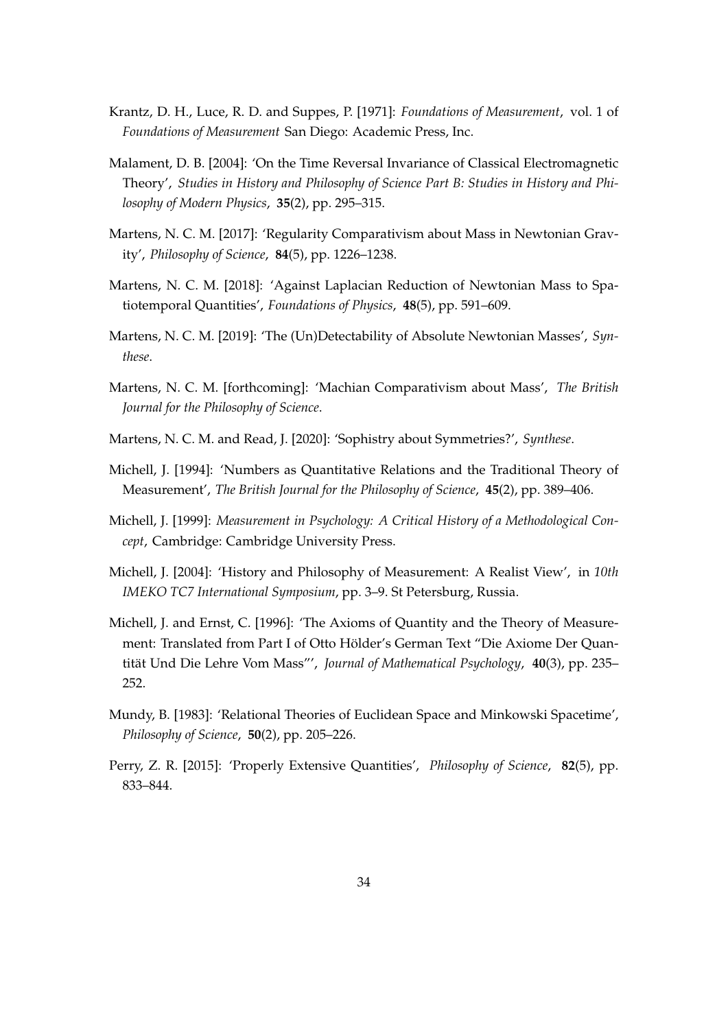Krantz, D. H., Luce, R. D. and Suppes, P. [1971]: *Foundations of Measurement*, vol. 1 of *Foundations of Measurement* San Diego: Academic Press, Inc.

Malament, D. B. [2004]: 'On the Time Reversal Invariance of Classical Electromagnetic Theory', *Studies in History and Philosophy of Science Part B: Studies in History and Philosophy of Modern Physics*, **35**(2), pp. 295–315.

Martens, N. C. M. [2017]: 'Regularity Comparativism about Mass in Newtonian Gravity', *Philosophy of Science*, **84**(5), pp. 1226–1238.

Martens, N. C. M. [2018]: 'Against Laplacian Reduction of Newtonian Mass to Spatiotemporal Quantities', *Foundations of Physics*, **48**(5), pp. 591–609.

Martens, N. C. M. [2019]: 'The (Un)Detectability of Absolute Newtonian Masses', *Synthese*.

Martens, N. C. M. [forthcoming]: 'Machian Comparativism about Mass', *The British Journal for the Philosophy of Science*.

Martens, N. C. M. and Read, J. [2020]: 'Sophistry about Symmetries?', *Synthese*.

Michell, J. [1994]: 'Numbers as Quantitative Relations and the Traditional Theory of Measurement', *The British Journal for the Philosophy of Science*, **45**(2), pp. 389–406.

Michell, J. [1999]: *Measurement in Psychology: A Critical History of a Methodological Concept*, Cambridge: Cambridge University Press.

Michell, J. [2004]: 'History and Philosophy of Measurement: A Realist View', in *10th IMEKO TC7 International Symposium*, pp. 3–9. St Petersburg, Russia.

Michell, J. and Ernst, C. [1996]: 'The Axioms of Quantity and the Theory of Measurement: Translated from Part I of Otto Hölder's German Text "Die Axiome Der Quantität Und Die Lehre Vom Mass"', *Journal of Mathematical Psychology*, **40**(3), pp. 235–252.

Mundy, B. [1983]: 'Relational Theories of Euclidean Space and Minkowski Spacetime', *Philosophy of Science*, **50**(2), pp. 205–226.

Perry, Z. R. [2015]: 'Properly Extensive Quantities', *Philosophy of Science*, **82**(5), pp. 833–844.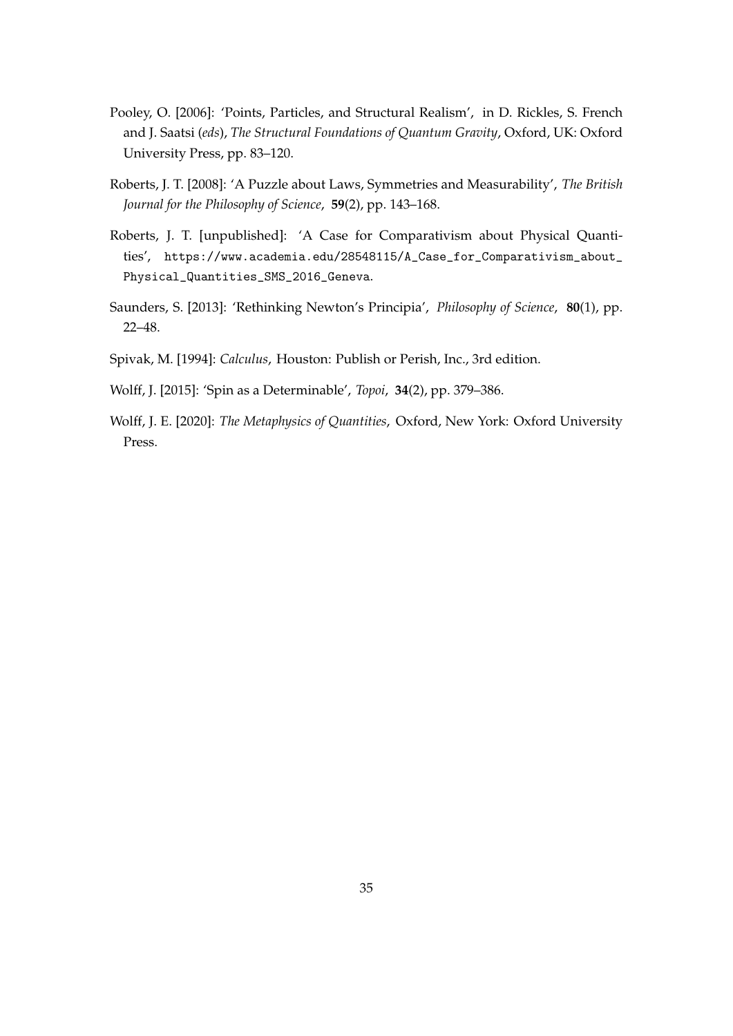Pooley, O. [2006]: 'Points, Particles, and Structural Realism', in D. Rickles, S. French and J. Saatsi (*eds*), *The Structural Foundations of Quantum Gravity*, Oxford, UK: Oxford University Press, pp. 83–120.

Roberts, J. T. [2008]: 'A Puzzle about Laws, Symmetries and Measurability', *The British Journal for the Philosophy of Science*, **59**(2), pp. 143–168.

Roberts, J. T. [unpublished]: 'A Case for Comparativism about Physical Quantities', `https://www.academia.edu/28548115/A_Case_for_Comparativism_about_Physical_Quantities_SMS_2016_Geneva`.

Saunders, S. [2013]: 'Rethinking Newton's Principia', *Philosophy of Science*, **80**(1), pp. 22–48.

Spivak, M. [1994]: *Calculus*, Houston: Publish or Perish, Inc., 3rd edition.

Wolff, J. [2015]: 'Spin as a Determinable', *Topoi*, **34**(2), pp. 379–386.

Wolff, J. E. [2020]: *The Metaphysics of Quantities*, Oxford, New York: Oxford University Press.